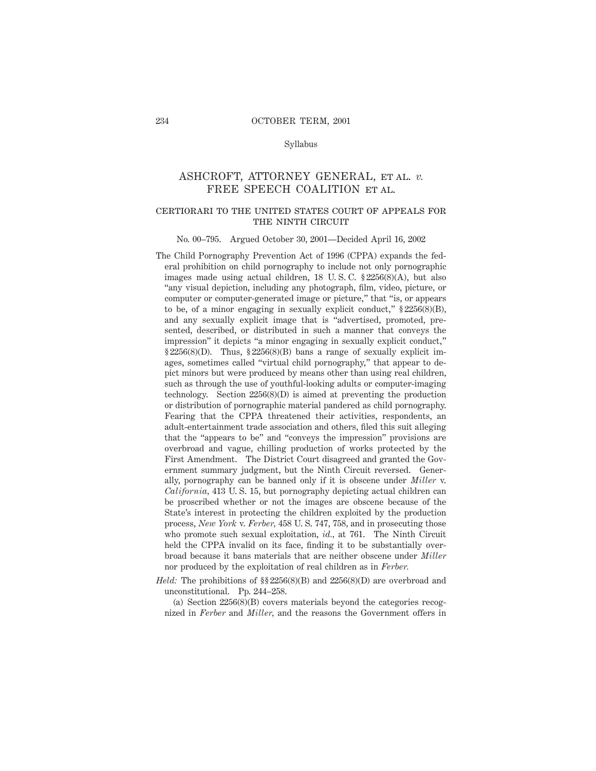Syllabus

# ASHCROFT, ATTORNEY GENERAL, ET AL. *v.* FREE SPEECH COALITION ET AL.

## CERTIORARI TO THE UNITED STATES COURT OF APPEALS FOR THE NINTH CIRCUIT

No. 00–795. Argued October 30, 2001—Decided April 16, 2002

The Child Pornography Prevention Act of 1996 (CPPA) expands the federal prohibition on child pornography to include not only pornographic images made using actual children, 18 U. S. C. § 2256(8)(A), but also "any visual depiction, including any photograph, film, video, picture, or computer or computer-generated image or picture," that "is, or appears to be, of a minor engaging in sexually explicit conduct," § 2256(8)(B), and any sexually explicit image that is "advertised, promoted, presented, described, or distributed in such a manner that conveys the impression" it depicts "a minor engaging in sexually explicit conduct," § 2256(8)(D). Thus, § 2256(8)(B) bans a range of sexually explicit images, sometimes called "virtual child pornography," that appear to depict minors but were produced by means other than using real children, such as through the use of youthful-looking adults or computer-imaging technology. Section 2256(8)(D) is aimed at preventing the production or distribution of pornographic material pandered as child pornography. Fearing that the CPPA threatened their activities, respondents, an adult-entertainment trade association and others, filed this suit alleging that the "appears to be" and "conveys the impression" provisions are overbroad and vague, chilling production of works protected by the First Amendment. The District Court disagreed and granted the Government summary judgment, but the Ninth Circuit reversed. Generally, pornography can be banned only if it is obscene under *Miller* v. *California*, 413 U. S. 15, but pornography depicting actual children can be proscribed whether or not the images are obscene because of the State's interest in protecting the children exploited by the production process, *New York* v. *Ferber*, 458 U. S. 747, 758, and in prosecuting those who promote such sexual exploitation, *id.*, at 761. The Ninth Circuit held the CPPA invalid on its face, finding it to be substantially overbroad because it bans materials that are neither obscene under *Miller* nor produced by the exploitation of real children as in *Ferber*.

*Held:* The prohibitions of §§ 2256(8)(B) and 2256(8)(D) are overbroad and unconstitutional. Pp. 244–258.

(a) Section 2256(8)(B) covers materials beyond the categories recognized in *Ferber* and *Miller*, and the reasons the Government offers in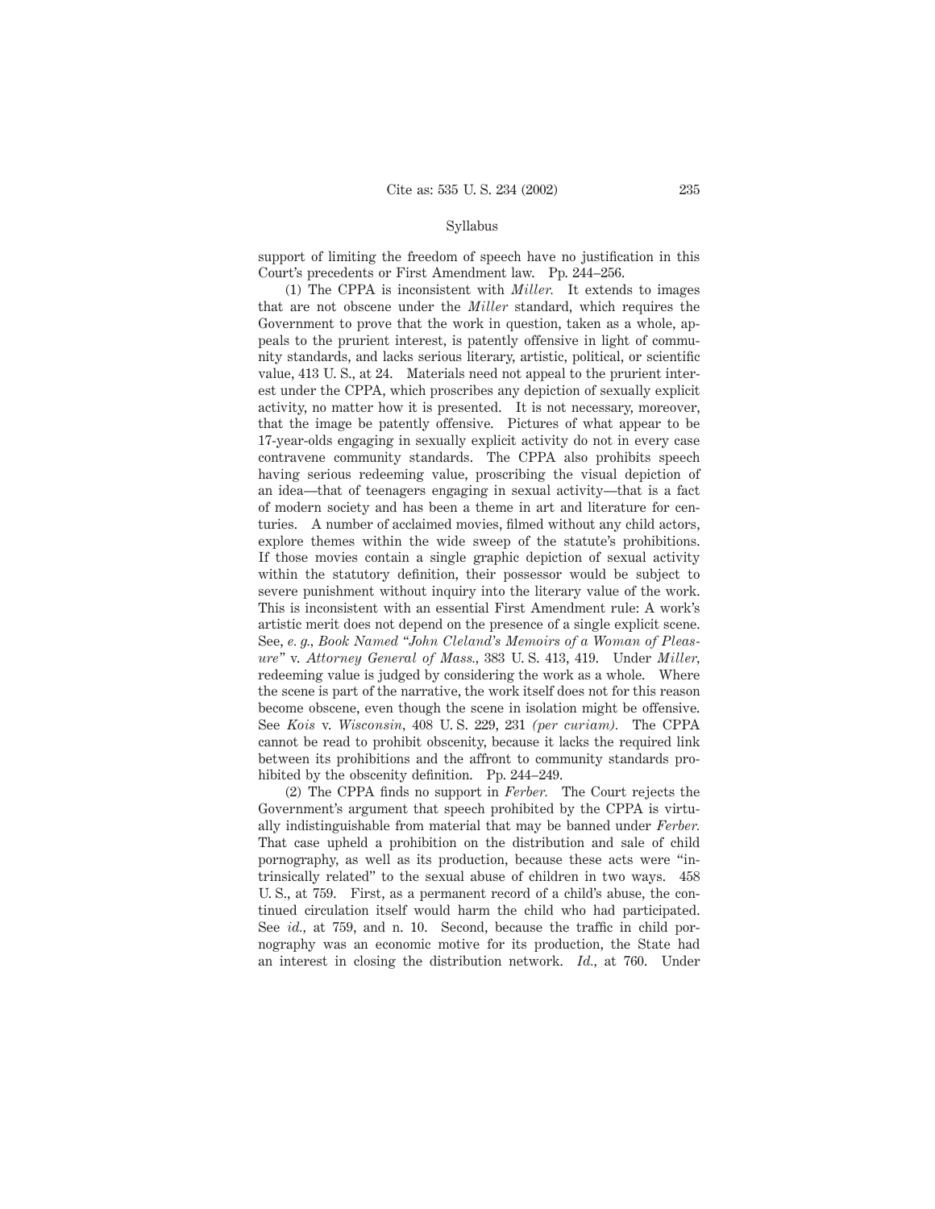support of limiting the freedom of speech have no justification in this Court's precedents or First Amendment law. Pp. 244–256.

(1) The CPPA is inconsistent with *Miller.* It extends to images that are not obscene under the *Miller* standard, which requires the Government to prove that the work in question, taken as a whole, appeals to the prurient interest, is patently offensive in light of community standards, and lacks serious literary, artistic, political, or scientific value, 413 U. S., at 24. Materials need not appeal to the prurient interest under the CPPA, which proscribes any depiction of sexually explicit activity, no matter how it is presented. It is not necessary, moreover, that the image be patently offensive. Pictures of what appear to be 17-year-olds engaging in sexually explicit activity do not in every case contravene community standards. The CPPA also prohibits speech having serious redeeming value, proscribing the visual depiction of an idea—that of teenagers engaging in sexual activity—that is a fact of modern society and has been a theme in art and literature for centuries. A number of acclaimed movies, filmed without any child actors, explore themes within the wide sweep of the statute's prohibitions. If those movies contain a single graphic depiction of sexual activity within the statutory definition, their possessor would be subject to severe punishment without inquiry into the literary value of the work. This is inconsistent with an essential First Amendment rule: A work's artistic merit does not depend on the presence of a single explicit scene. See, *e. g., Book Named "John Cleland's Memoirs of a Woman of Pleasure"* v. *Attorney General of Mass.,* 383 U. S. 413, 419. Under *Miller,* redeeming value is judged by considering the work as a whole. Where the scene is part of the narrative, the work itself does not for this reason become obscene, even though the scene in isolation might be offensive. See *Kois* v. *Wisconsin,* 408 U. S. 229, 231 *(per curiam).* The CPPA cannot be read to prohibit obscenity, because it lacks the required link between its prohibitions and the affront to community standards prohibited by the obscenity definition. Pp. 244–249.

(2) The CPPA finds no support in *Ferber.* The Court rejects the Government's argument that speech prohibited by the CPPA is virtually indistinguishable from material that may be banned under *Ferber.* That case upheld a prohibition on the distribution and sale of child pornography, as well as its production, because these acts were "intrinsically related" to the sexual abuse of children in two ways. 458 U. S., at 759. First, as a permanent record of a child's abuse, the continued circulation itself would harm the child who had participated. See *id.,* at 759, and n. 10. Second, because the traffic in child pornography was an economic motive for its production, the State had an interest in closing the distribution network. *Id.,* at 760. Under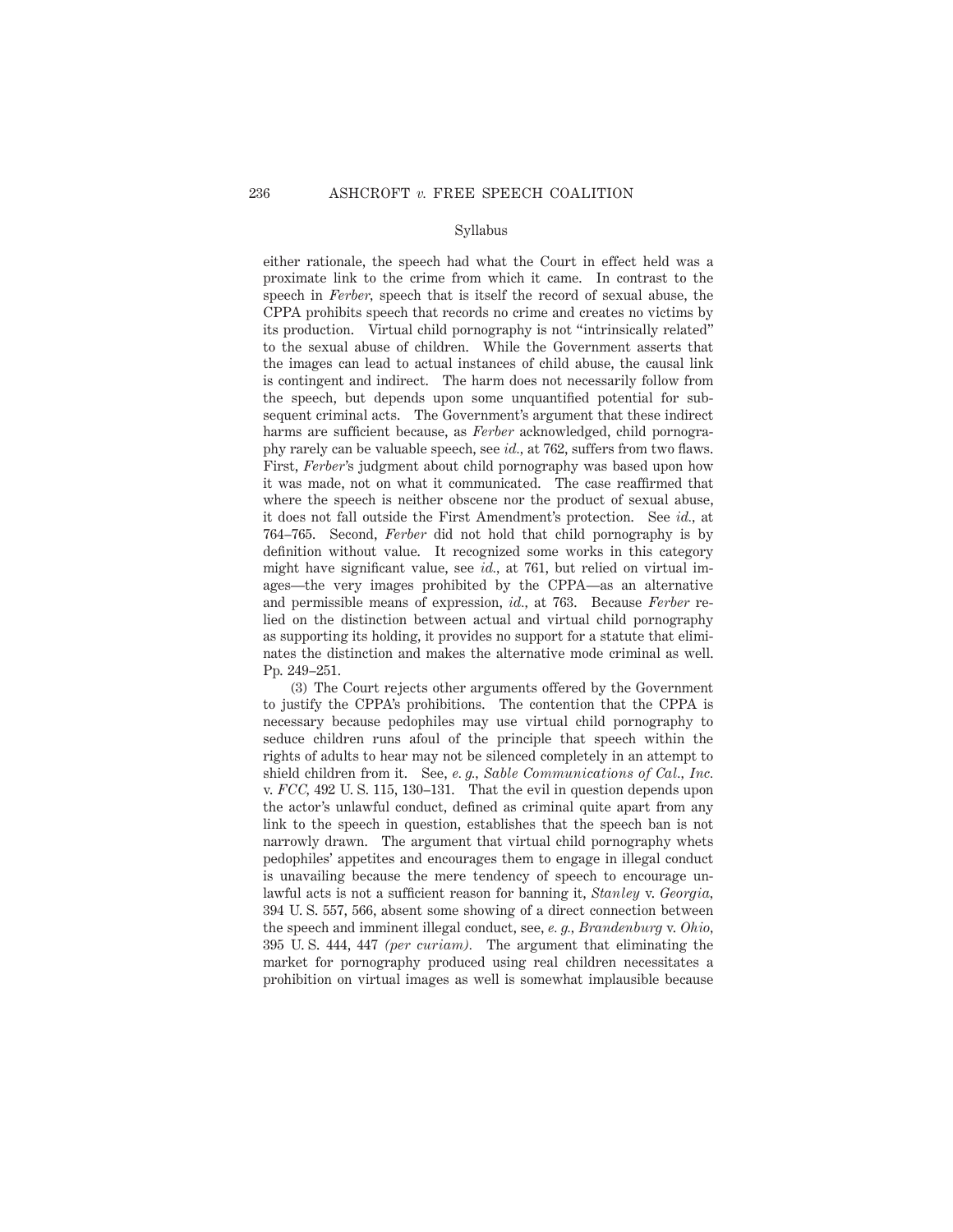Syllabus

either rationale, the speech had what the Court in effect held was a proximate link to the crime from which it came. In contrast to the speech in *Ferber*, speech that is itself the record of sexual abuse, the CPPA prohibits speech that records no crime and creates no victims by its production. Virtual child pornography is not "intrinsically related" to the sexual abuse of children. While the Government asserts that the images can lead to actual instances of child abuse, the causal link is contingent and indirect. The harm does not necessarily follow from the speech, but depends upon some unquantified potential for subsequent criminal acts. The Government's argument that these indirect harms are sufficient because, as *Ferber* acknowledged, child pornography rarely can be valuable speech, see *id.*, at 762, suffers from two flaws. First, *Ferber*'s judgment about child pornography was based upon how it was made, not on what it communicated. The case reaffirmed that where the speech is neither obscene nor the product of sexual abuse, it does not fall outside the First Amendment's protection. See *id.*, at 764–765. Second, *Ferber* did not hold that child pornography is by definition without value. It recognized some works in this category might have significant value, see *id.*, at 761, but relied on virtual images—the very images prohibited by the CPPA—as an alternative and permissible means of expression, *id.*, at 763. Because *Ferber* relied on the distinction between actual and virtual child pornography as supporting its holding, it provides no support for a statute that eliminates the distinction and makes the alternative mode criminal as well. Pp. 249–251.

(3) The Court rejects other arguments offered by the Government to justify the CPPA's prohibitions. The contention that the CPPA is necessary because pedophiles may use virtual child pornography to seduce children runs afoul of the principle that speech within the rights of adults to hear may not be silenced completely in an attempt to shield children from it. See, *e. g.*, *Sable Communications of Cal., Inc.* v. *FCC*, 492 U. S. 115, 130–131. That the evil in question depends upon the actor's unlawful conduct, defined as criminal quite apart from any link to the speech in question, establishes that the speech ban is not narrowly drawn. The argument that virtual child pornography whets pedophiles' appetites and encourages them to engage in illegal conduct is unavailing because the mere tendency of speech to encourage unlawful acts is not a sufficient reason for banning it, *Stanley* v. *Georgia*, 394 U. S. 557, 566, absent some showing of a direct connection between the speech and imminent illegal conduct, see, *e. g.*, *Brandenburg* v. *Ohio*, 395 U. S. 444, 447 *(per curiam)*. The argument that eliminating the market for pornography produced using real children necessitates a prohibition on virtual images as well is somewhat implausible because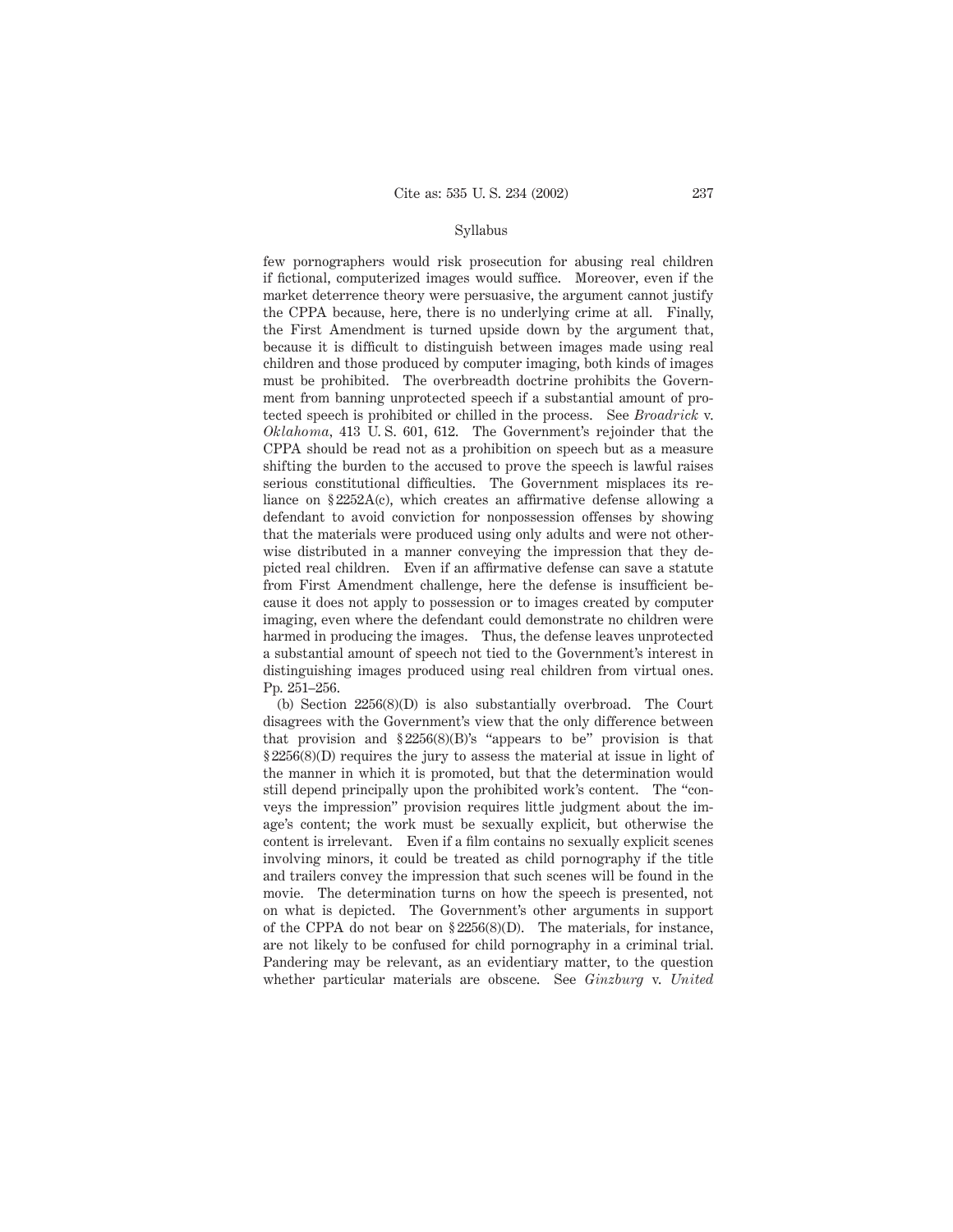few pornographers would risk prosecution for abusing real children if fictional, computerized images would suffice. Moreover, even if the market deterrence theory were persuasive, the argument cannot justify the CPPA because, here, there is no underlying crime at all. Finally, the First Amendment is turned upside down by the argument that, because it is difficult to distinguish between images made using real children and those produced by computer imaging, both kinds of images must be prohibited. The overbreadth doctrine prohibits the Government from banning unprotected speech if a substantial amount of protected speech is prohibited or chilled in the process. See *Broadrick* v. *Oklahoma*, 413 U. S. 601, 612. The Government's rejoinder that the CPPA should be read not as a prohibition on speech but as a measure shifting the burden to the accused to prove the speech is lawful raises serious constitutional difficulties. The Government misplaces its reliance on § 2252A(c), which creates an affirmative defense allowing a defendant to avoid conviction for nonpossession offenses by showing that the materials were produced using only adults and were not otherwise distributed in a manner conveying the impression that they depicted real children. Even if an affirmative defense can save a statute from First Amendment challenge, here the defense is insufficient because it does not apply to possession or to images created by computer imaging, even where the defendant could demonstrate no children were harmed in producing the images. Thus, the defense leaves unprotected a substantial amount of speech not tied to the Government's interest in distinguishing images produced using real children from virtual ones. Pp. 251–256.

(b) Section 2256(8)(D) is also substantially overbroad. The Court disagrees with the Government's view that the only difference between that provision and § 2256(8)(B)'s "appears to be" provision is that § 2256(8)(D) requires the jury to assess the material at issue in light of the manner in which it is promoted, but that the determination would still depend principally upon the prohibited work's content. The "conveys the impression" provision requires little judgment about the image's content; the work must be sexually explicit, but otherwise the content is irrelevant. Even if a film contains no sexually explicit scenes involving minors, it could be treated as child pornography if the title and trailers convey the impression that such scenes will be found in the movie. The determination turns on how the speech is presented, not on what is depicted. The Government's other arguments in support of the CPPA do not bear on § 2256(8)(D). The materials, for instance, are not likely to be confused for child pornography in a criminal trial. Pandering may be relevant, as an evidentiary matter, to the question whether particular materials are obscene. See *Ginzburg* v. *United*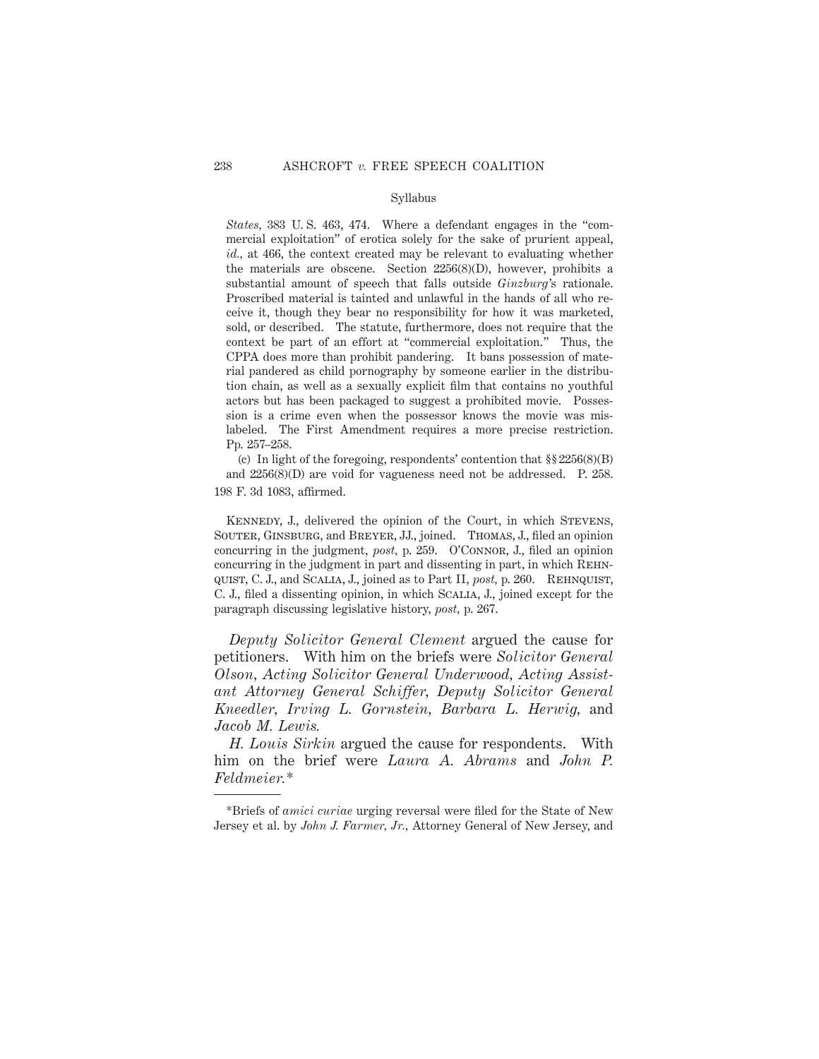Syllabus

*States*, 383 U. S. 463, 474. Where a defendant engages in the "commercial exploitation" of erotica solely for the sake of prurient appeal, *id.*, at 466, the context created may be relevant to evaluating whether the materials are obscene. Section 2256(8)(D), however, prohibits a substantial amount of speech that falls outside *Ginzburg*'s rationale. Proscribed material is tainted and unlawful in the hands of all who receive it, though they bear no responsibility for how it was marketed, sold, or described. The statute, furthermore, does not require that the context be part of an effort at "commercial exploitation." Thus, the CPPA does more than prohibit pandering. It bans possession of material pandered as child pornography by someone earlier in the distribution chain, as well as a sexually explicit film that contains no youthful actors but has been packaged to suggest a prohibited movie. Possession is a crime even when the possessor knows the movie was mislabeled. The First Amendment requires a more precise restriction. Pp. 257–258.

(c) In light of the foregoing, respondents' contention that §§ 2256(8)(B) and 2256(8)(D) are void for vagueness need not be addressed. P. 258.

198 F. 3d 1083, affirmed.

Kennedy, J., delivered the opinion of the Court, in which Stevens, Souter, Ginsburg, and Breyer, JJ., joined. Thomas, J., filed an opinion concurring in the judgment, *post*, p. 259. O'Connor, J., filed an opinion concurring in the judgment in part and dissenting in part, in which Rehnquist, C. J., and Scalia, J., joined as to Part II, *post*, p. 260. Rehnquist, C. J., filed a dissenting opinion, in which Scalia, J., joined except for the paragraph discussing legislative history, *post*, p. 267.

*Deputy Solicitor General Clement* argued the cause for petitioners. With him on the briefs were *Solicitor General Olson*, *Acting Solicitor General Underwood*, *Acting Assistant Attorney General Schiffer*, *Deputy Solicitor General Kneedler*, *Irving L. Gornstein*, *Barbara L. Herwig*, and *Jacob M. Lewis*.

*H. Louis Sirkin* argued the cause for respondents. With him on the brief were *Laura A. Abrams* and *John P. Feldmeier*.*

---

*Briefs of *amici curiae* urging reversal were filed for the State of New Jersey et al. by *John J. Farmer, Jr.*, Attorney General of New Jersey, and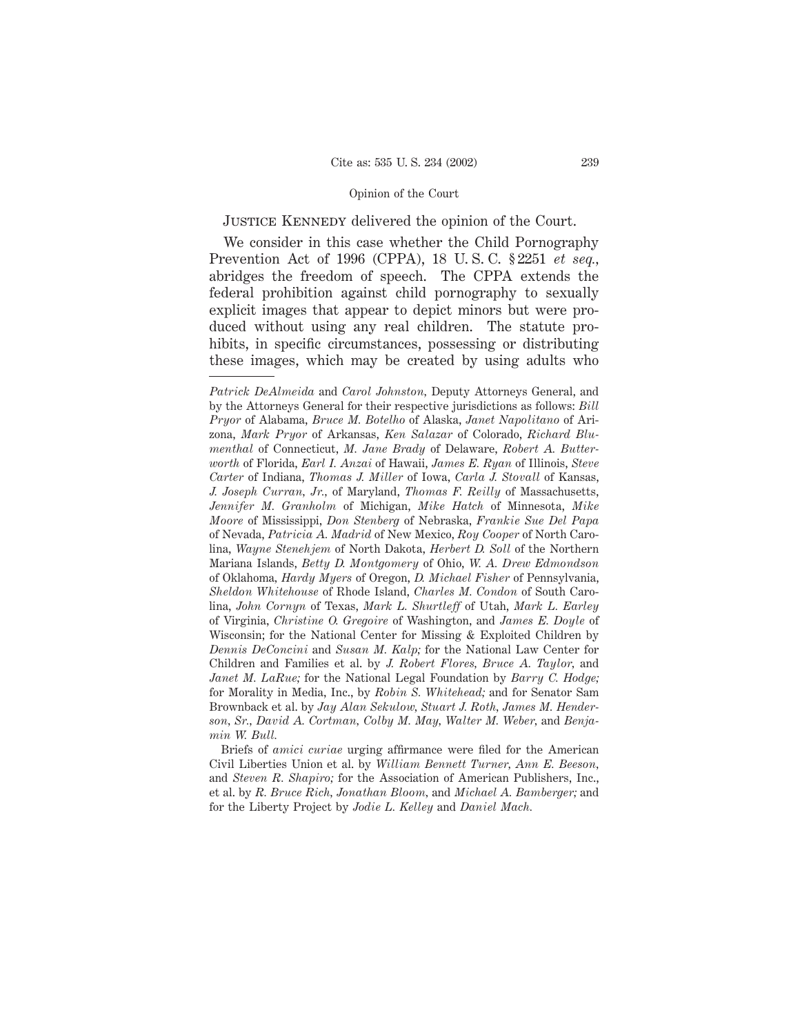Justice Kennedy delivered the opinion of the Court.

We consider in this case whether the Child Pornography Prevention Act of 1996 (CPPA), 18 U. S. C. § 2251 *et seq.*, abridges the freedom of speech. The CPPA extends the federal prohibition against child pornography to sexually explicit images that appear to depict minors but were produced without using any real children. The statute prohibits, in specific circumstances, possessing or distributing these images, which may be created by using adults who

---

*Patrick DeAlmeida* and *Carol Johnston*, Deputy Attorneys General, and by the Attorneys General for their respective jurisdictions as follows: *Bill Pryor* of Alabama, *Bruce M. Botelho* of Alaska, *Janet Napolitano* of Arizona, *Mark Pryor* of Arkansas, *Ken Salazar* of Colorado, *Richard Blumenthal* of Connecticut, *M. Jane Brady* of Delaware, *Robert A. Butterworth* of Florida, *Earl I. Anzai* of Hawaii, *James E. Ryan* of Illinois, *Steve Carter* of Indiana, *Thomas J. Miller* of Iowa, *Carla J. Stovall* of Kansas, *J. Joseph Curran, Jr.*, of Maryland, *Thomas F. Reilly* of Massachusetts, *Jennifer M. Granholm* of Michigan, *Mike Hatch* of Minnesota, *Mike Moore* of Mississippi, *Don Stenberg* of Nebraska, *Frankie Sue Del Papa* of Nevada, *Patricia A. Madrid* of New Mexico, *Roy Cooper* of North Carolina, *Wayne Stenehjem* of North Dakota, *Herbert D. Soll* of the Northern Mariana Islands, *Betty D. Montgomery* of Ohio, *W. A. Drew Edmondson* of Oklahoma, *Hardy Myers* of Oregon, *D. Michael Fisher* of Pennsylvania, *Sheldon Whitehouse* of Rhode Island, *Charles M. Condon* of South Carolina, *John Cornyn* of Texas, *Mark L. Shurtleff* of Utah, *Mark L. Earley* of Virginia, *Christine O. Gregoire* of Washington, and *James E. Doyle* of Wisconsin; for the National Center for Missing & Exploited Children by *Dennis DeConcini* and *Susan M. Kalp;* for the National Law Center for Children and Families et al. by *J. Robert Flores, Bruce A. Taylor,* and *Janet M. LaRue;* for the National Legal Foundation by *Barry C. Hodge;* for Morality in Media, Inc., by *Robin S. Whitehead;* and for Senator Sam Brownback et al. by *Jay Alan Sekulow, Stuart J. Roth, James M. Henderson, Sr., David A. Cortman, Colby M. May, Walter M. Weber,* and *Benjamin W. Bull.*

Briefs of *amici curiae* urging affirmance were filed for the American Civil Liberties Union et al. by *William Bennett Turner, Ann E. Beeson,* and *Steven R. Shapiro;* for the Association of American Publishers, Inc., et al. by *R. Bruce Rich, Jonathan Bloom,* and *Michael A. Bamberger;* and for the Liberty Project by *Jodie L. Kelley* and *Daniel Mach.*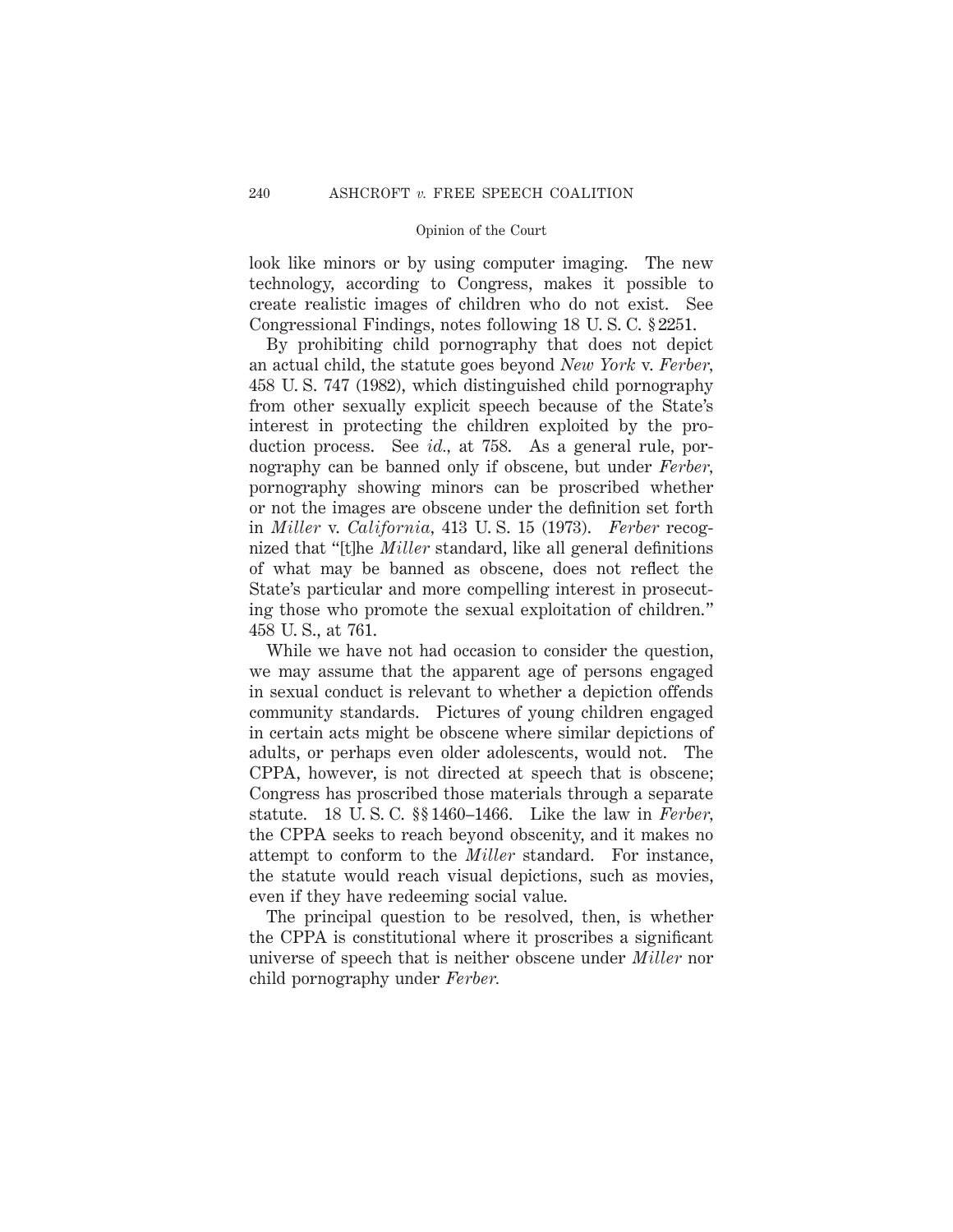look like minors or by using computer imaging. The new technology, according to Congress, makes it possible to create realistic images of children who do not exist. See Congressional Findings, notes following 18 U. S. C. § 2251.

By prohibiting child pornography that does not depict an actual child, the statute goes beyond *New York* v. *Ferber*, 458 U. S. 747 (1982), which distinguished child pornography from other sexually explicit speech because of the State's interest in protecting the children exploited by the production process. See *id.*, at 758. As a general rule, pornography can be banned only if obscene, but under *Ferber*, pornography showing minors can be proscribed whether or not the images are obscene under the definition set forth in *Miller* v. *California*, 413 U. S. 15 (1973). *Ferber* recognized that "[t]he *Miller* standard, like all general definitions of what may be banned as obscene, does not reflect the State's particular and more compelling interest in prosecuting those who promote the sexual exploitation of children." 458 U. S., at 761.

While we have not had occasion to consider the question, we may assume that the apparent age of persons engaged in sexual conduct is relevant to whether a depiction offends community standards. Pictures of young children engaged in certain acts might be obscene where similar depictions of adults, or perhaps even older adolescents, would not. The CPPA, however, is not directed at speech that is obscene; Congress has proscribed those materials through a separate statute. 18 U. S. C. §§ 1460–1466. Like the law in *Ferber*, the CPPA seeks to reach beyond obscenity, and it makes no attempt to conform to the *Miller* standard. For instance, the statute would reach visual depictions, such as movies, even if they have redeeming social value.

The principal question to be resolved, then, is whether the CPPA is constitutional where it proscribes a significant universe of speech that is neither obscene under *Miller* nor child pornography under *Ferber*.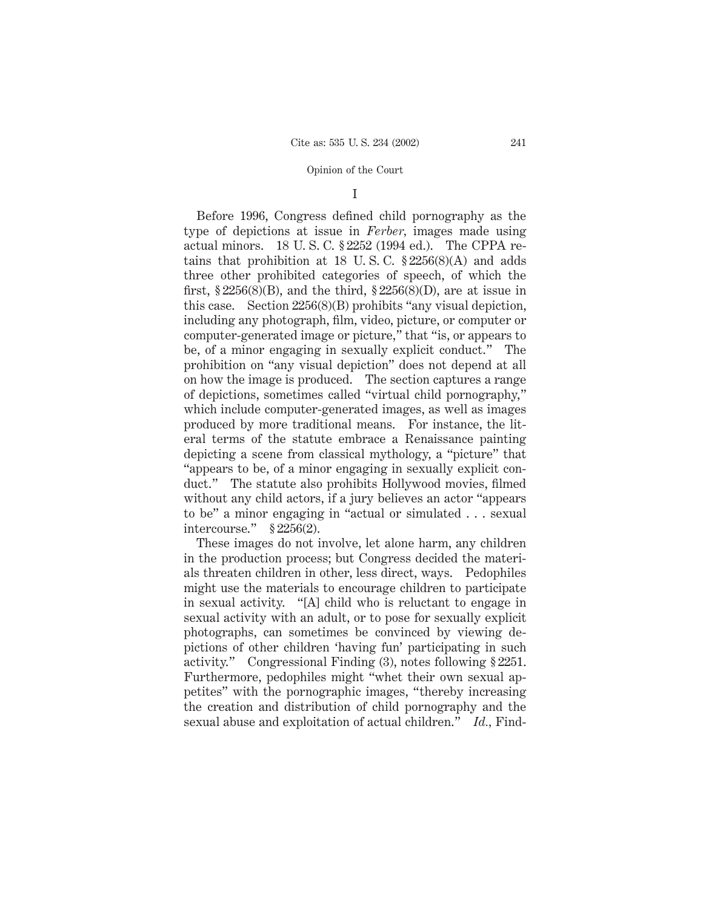# I

Before 1996, Congress defined child pornography as the type of depictions at issue in *Ferber*, images made using actual minors. 18 U. S. C. § 2252 (1994 ed.). The CPPA retains that prohibition at 18 U. S. C. § 2256(8)(A) and adds three other prohibited categories of speech, of which the first, § 2256(8)(B), and the third, § 2256(8)(D), are at issue in this case. Section 2256(8)(B) prohibits "any visual depiction, including any photograph, film, video, picture, or computer or computer-generated image or picture," that "is, or appears to be, of a minor engaging in sexually explicit conduct." The prohibition on "any visual depiction" does not depend at all on how the image is produced. The section captures a range of depictions, sometimes called "virtual child pornography," which include computer-generated images, as well as images produced by more traditional means. For instance, the literal terms of the statute embrace a Renaissance painting depicting a scene from classical mythology, a "picture" that "appears to be, of a minor engaging in sexually explicit conduct." The statute also prohibits Hollywood movies, filmed without any child actors, if a jury believes an actor "appears to be" a minor engaging in "actual or simulated . . . sexual intercourse." § 2256(2).

These images do not involve, let alone harm, any children in the production process; but Congress decided the materials threaten children in other, less direct, ways. Pedophiles might use the materials to encourage children to participate in sexual activity. "[A] child who is reluctant to engage in sexual activity with an adult, or to pose for sexually explicit photographs, can sometimes be convinced by viewing depictions of other children 'having fun' participating in such activity." Congressional Finding (3), notes following § 2251. Furthermore, pedophiles might "whet their own sexual appetites" with the pornographic images, "thereby increasing the creation and distribution of child pornography and the sexual abuse and exploitation of actual children." *Id.*, Find-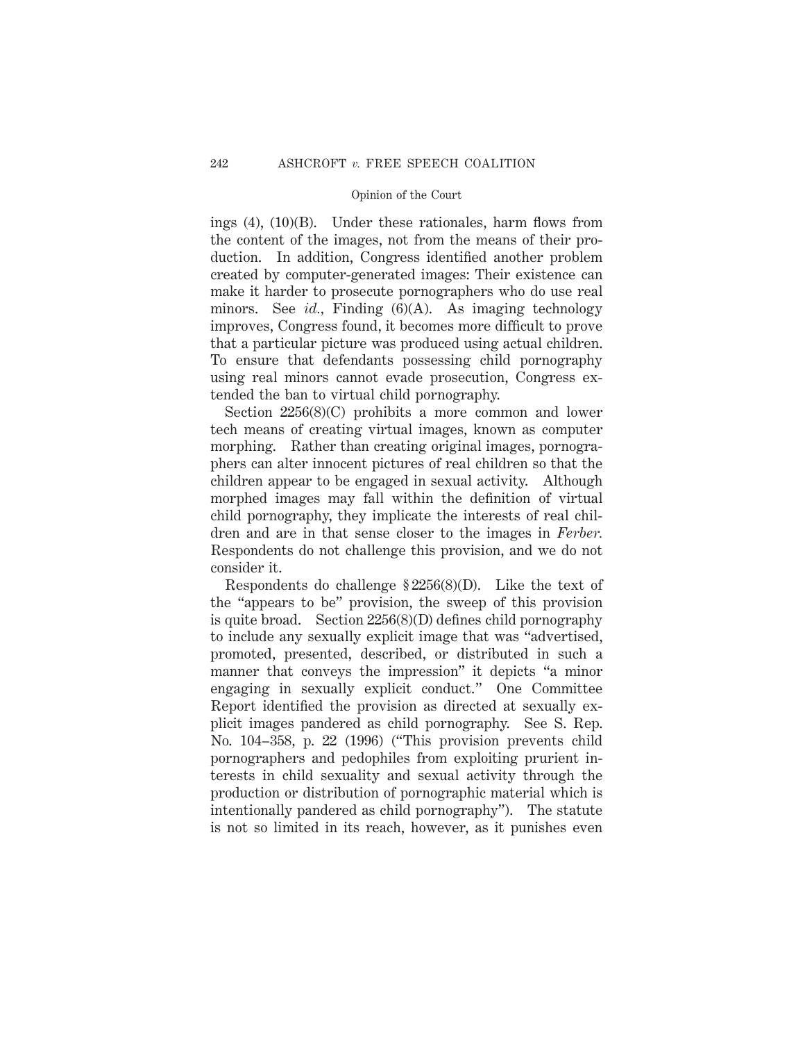ings (4), (10)(B). Under these rationales, harm flows from the content of the images, not from the means of their production. In addition, Congress identified another problem created by computer-generated images: Their existence can make it harder to prosecute pornographers who do use real minors. See *id.*, Finding (6)(A). As imaging technology improves, Congress found, it becomes more difficult to prove that a particular picture was produced using actual children. To ensure that defendants possessing child pornography using real minors cannot evade prosecution, Congress extended the ban to virtual child pornography.

Section 2256(8)(C) prohibits a more common and lower tech means of creating virtual images, known as computer morphing. Rather than creating original images, pornographers can alter innocent pictures of real children so that the children appear to be engaged in sexual activity. Although morphed images may fall within the definition of virtual child pornography, they implicate the interests of real children and are in that sense closer to the images in *Ferber*. Respondents do not challenge this provision, and we do not consider it.

Respondents do challenge § 2256(8)(D). Like the text of the "appears to be" provision, the sweep of this provision is quite broad. Section 2256(8)(D) defines child pornography to include any sexually explicit image that was "advertised, promoted, presented, described, or distributed in such a manner that conveys the impression" it depicts "a minor engaging in sexually explicit conduct." One Committee Report identified the provision as directed at sexually explicit images pandered as child pornography. See S. Rep. No. 104–358, p. 22 (1996) ("This provision prevents child pornographers and pedophiles from exploiting prurient interests in child sexuality and sexual activity through the production or distribution of pornographic material which is intentionally pandered as child pornography"). The statute is not so limited in its reach, however, as it punishes even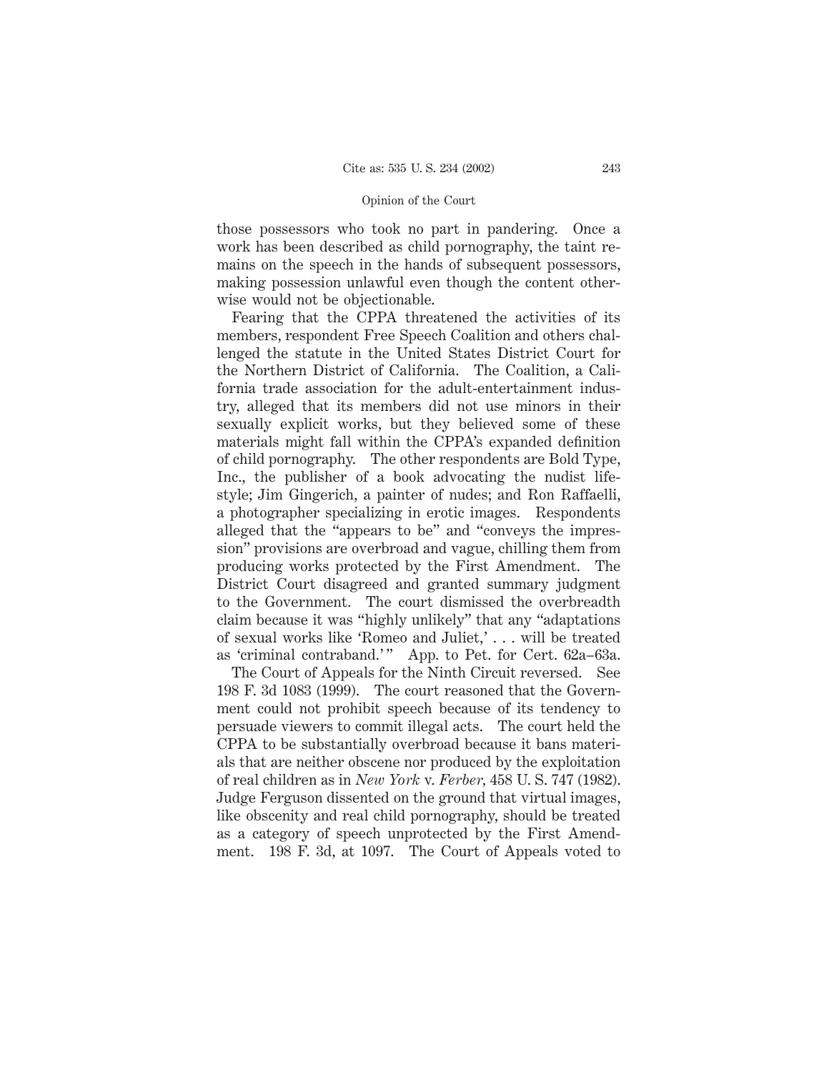those possessors who took no part in pandering. Once a work has been described as child pornography, the taint remains on the speech in the hands of subsequent possessors, making possession unlawful even though the content otherwise would not be objectionable.

Fearing that the CPPA threatened the activities of its members, respondent Free Speech Coalition and others challenged the statute in the United States District Court for the Northern District of California. The Coalition, a California trade association for the adult-entertainment industry, alleged that its members did not use minors in their sexually explicit works, but they believed some of these materials might fall within the CPPA's expanded definition of child pornography. The other respondents are Bold Type, Inc., the publisher of a book advocating the nudist lifestyle; Jim Gingerich, a painter of nudes; and Ron Raffaelli, a photographer specializing in erotic images. Respondents alleged that the "appears to be" and "conveys the impression" provisions are overbroad and vague, chilling them from producing works protected by the First Amendment. The District Court disagreed and granted summary judgment to the Government. The court dismissed the overbreadth claim because it was "highly unlikely" that any "adaptations of sexual works like 'Romeo and Juliet,' . . . will be treated as 'criminal contraband.'" App. to Pet. for Cert. 62a–63a.

The Court of Appeals for the Ninth Circuit reversed. See 198 F. 3d 1083 (1999). The court reasoned that the Government could not prohibit speech because of its tendency to persuade viewers to commit illegal acts. The court held the CPPA to be substantially overbroad because it bans materials that are neither obscene nor produced by the exploitation of real children as in *New York* v. *Ferber*, 458 U. S. 747 (1982). Judge Ferguson dissented on the ground that virtual images, like obscenity and real child pornography, should be treated as a category of speech unprotected by the First Amendment. 198 F. 3d, at 1097. The Court of Appeals voted to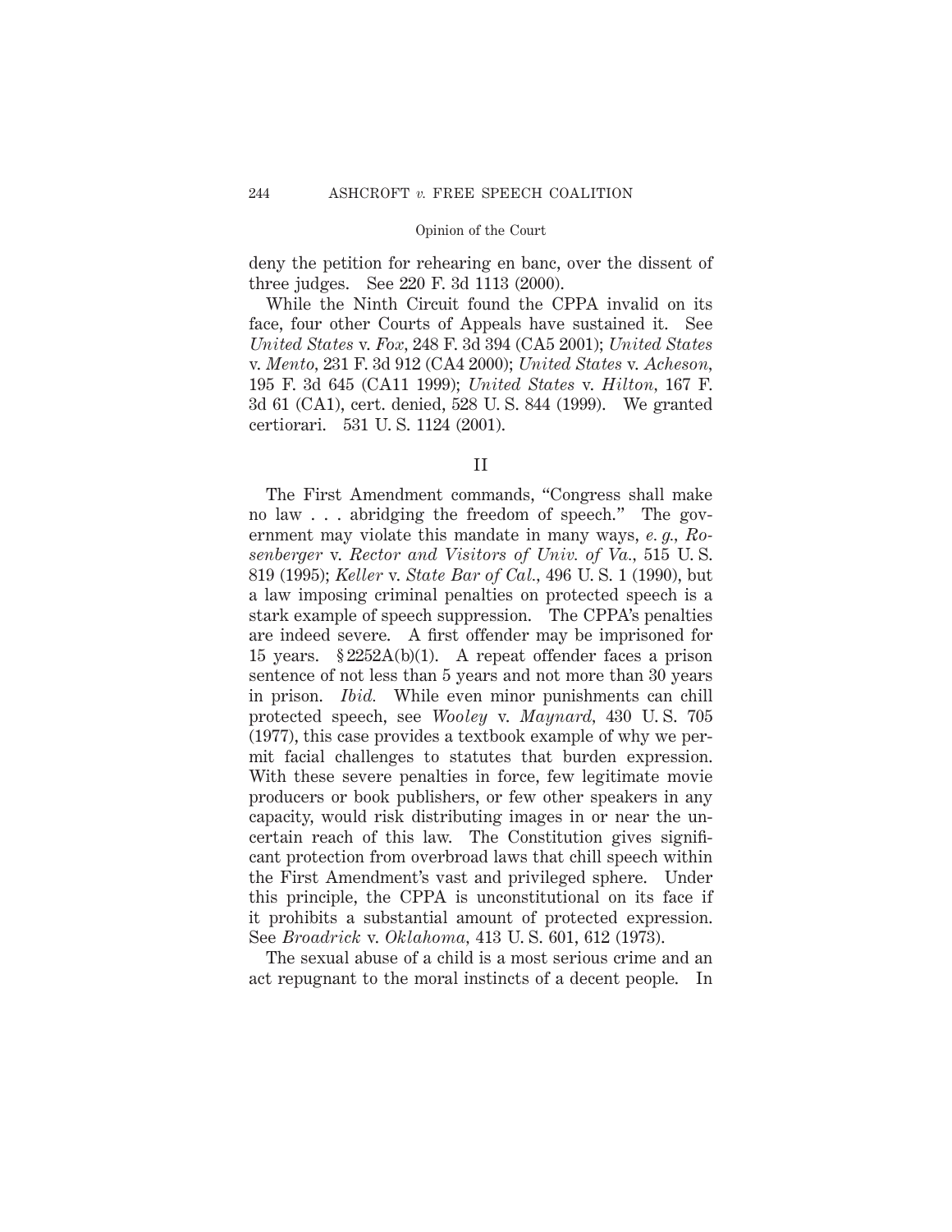deny the petition for rehearing en banc, over the dissent of three judges. See 220 F. 3d 1113 (2000).

While the Ninth Circuit found the CPPA invalid on its face, four other Courts of Appeals have sustained it. See *United States* v. *Fox*, 248 F. 3d 394 (CA5 2001); *United States* v. *Mento*, 231 F. 3d 912 (CA4 2000); *United States* v. *Acheson*, 195 F. 3d 645 (CA11 1999); *United States* v. *Hilton*, 167 F. 3d 61 (CA1), cert. denied, 528 U. S. 844 (1999). We granted certiorari. 531 U. S. 1124 (2001).

## II

The First Amendment commands, "Congress shall make no law . . . abridging the freedom of speech." The government may violate this mandate in many ways, *e. g.*, *Rosenberger* v. *Rector and Visitors of Univ. of Va.*, 515 U. S. 819 (1995); *Keller* v. *State Bar of Cal.*, 496 U. S. 1 (1990), but a law imposing criminal penalties on protected speech is a stark example of speech suppression. The CPPA's penalties are indeed severe. A first offender may be imprisoned for 15 years. § 2252A(b)(1). A repeat offender faces a prison sentence of not less than 5 years and not more than 30 years in prison. *Ibid.* While even minor punishments can chill protected speech, see *Wooley* v. *Maynard*, 430 U. S. 705 (1977), this case provides a textbook example of why we permit facial challenges to statutes that burden expression. With these severe penalties in force, few legitimate movie producers or book publishers, or few other speakers in any capacity, would risk distributing images in or near the uncertain reach of this law. The Constitution gives significant protection from overbroad laws that chill speech within the First Amendment's vast and privileged sphere. Under this principle, the CPPA is unconstitutional on its face if it prohibits a substantial amount of protected expression. See *Broadrick* v. *Oklahoma*, 413 U. S. 601, 612 (1973).

The sexual abuse of a child is a most serious crime and an act repugnant to the moral instincts of a decent people. In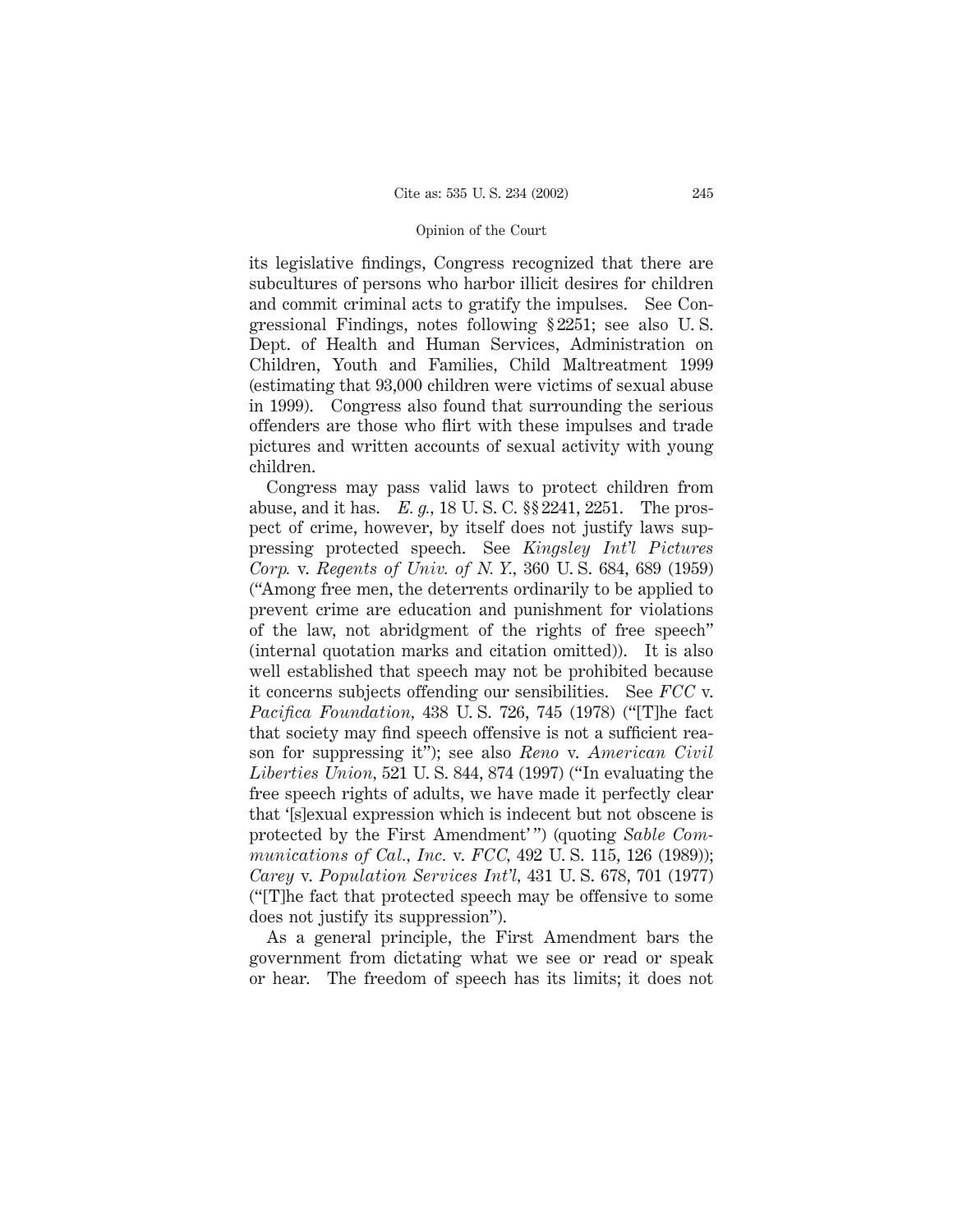its legislative findings, Congress recognized that there are subcultures of persons who harbor illicit desires for children and commit criminal acts to gratify the impulses. See Congressional Findings, notes following §2251; see also U. S. Dept. of Health and Human Services, Administration on Children, Youth and Families, Child Maltreatment 1999 (estimating that 93,000 children were victims of sexual abuse in 1999). Congress also found that surrounding the serious offenders are those who flirt with these impulses and trade pictures and written accounts of sexual activity with young children.

Congress may pass valid laws to protect children from abuse, and it has. *E. g.,* 18 U. S. C. §§2241, 2251. The prospect of crime, however, by itself does not justify laws suppressing protected speech. See *Kingsley Int'l Pictures Corp.* v. *Regents of Univ. of N. Y.,* 360 U. S. 684, 689 (1959) ("Among free men, the deterrents ordinarily to be applied to prevent crime are education and punishment for violations of the law, not abridgment of the rights of free speech" (internal quotation marks and citation omitted)). It is also well established that speech may not be prohibited because it concerns subjects offending our sensibilities. See *FCC* v. *Pacifica Foundation,* 438 U. S. 726, 745 (1978) ("[T]he fact that society may find speech offensive is not a sufficient reason for suppressing it"); see also *Reno* v. *American Civil Liberties Union,* 521 U. S. 844, 874 (1997) ("In evaluating the free speech rights of adults, we have made it perfectly clear that '[s]exual expression which is indecent but not obscene is protected by the First Amendment'") (quoting *Sable Communications of Cal., Inc.* v. *FCC,* 492 U. S. 115, 126 (1989)); *Carey* v. *Population Services Int'l,* 431 U. S. 678, 701 (1977) ("[T]he fact that protected speech may be offensive to some does not justify its suppression").

As a general principle, the First Amendment bars the government from dictating what we see or read or speak or hear. The freedom of speech has its limits; it does not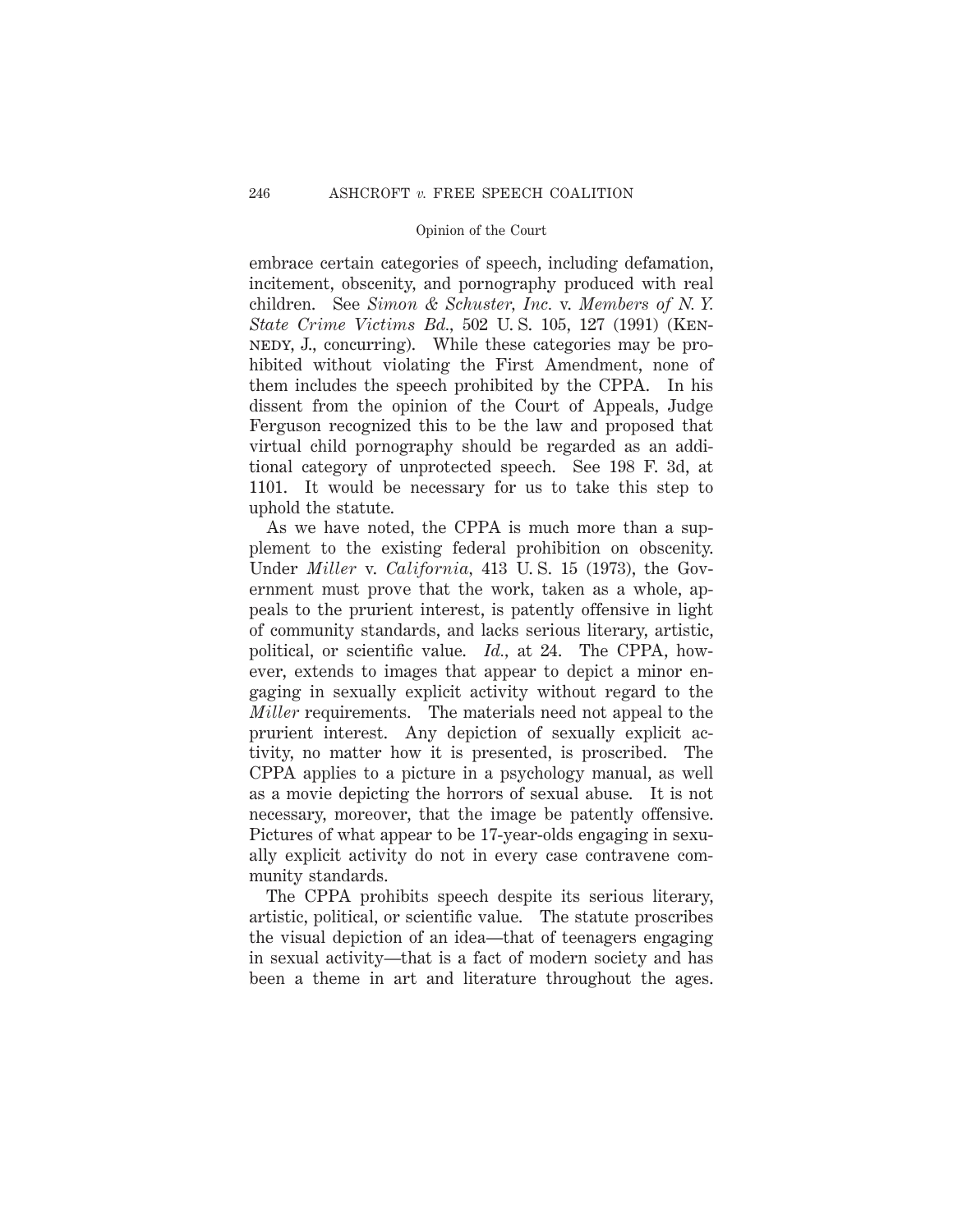embrace certain categories of speech, including defamation, incitement, obscenity, and pornography produced with real children. See *Simon & Schuster, Inc.* v. *Members of N. Y. State Crime Victims Bd.*, 502 U. S. 105, 127 (1991) (KENNEDY, J., concurring). While these categories may be prohibited without violating the First Amendment, none of them includes the speech prohibited by the CPPA. In his dissent from the opinion of the Court of Appeals, Judge Ferguson recognized this to be the law and proposed that virtual child pornography should be regarded as an additional category of unprotected speech. See 198 F. 3d, at 1101. It would be necessary for us to take this step to uphold the statute.

As we have noted, the CPPA is much more than a supplement to the existing federal prohibition on obscenity. Under *Miller* v. *California*, 413 U. S. 15 (1973), the Government must prove that the work, taken as a whole, appeals to the prurient interest, is patently offensive in light of community standards, and lacks serious literary, artistic, political, or scientific value. *Id.*, at 24. The CPPA, however, extends to images that appear to depict a minor engaging in sexually explicit activity without regard to the *Miller* requirements. The materials need not appeal to the prurient interest. Any depiction of sexually explicit activity, no matter how it is presented, is proscribed. The CPPA applies to a picture in a psychology manual, as well as a movie depicting the horrors of sexual abuse. It is not necessary, moreover, that the image be patently offensive. Pictures of what appear to be 17-year-olds engaging in sexually explicit activity do not in every case contravene community standards.

The CPPA prohibits speech despite its serious literary, artistic, political, or scientific value. The statute proscribes the visual depiction of an idea—that of teenagers engaging in sexual activity—that is a fact of modern society and has been a theme in art and literature throughout the ages.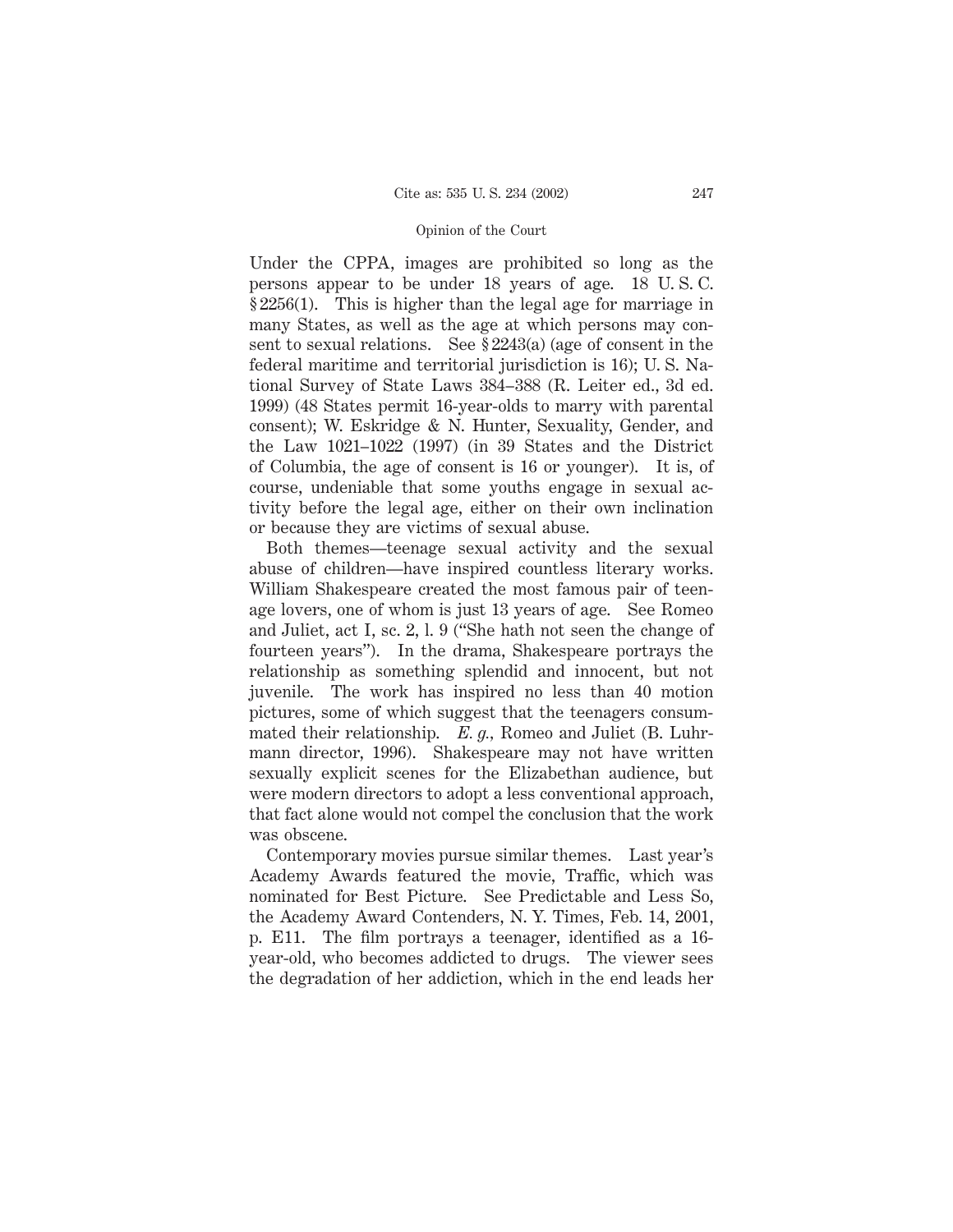Under the CPPA, images are prohibited so long as the persons appear to be under 18 years of age. 18 U. S. C. § 2256(1). This is higher than the legal age for marriage in many States, as well as the age at which persons may consent to sexual relations. See § 2243(a) (age of consent in the federal maritime and territorial jurisdiction is 16); U. S. National Survey of State Laws 384–388 (R. Leiter ed., 3d ed. 1999) (48 States permit 16-year-olds to marry with parental consent); W. Eskridge & N. Hunter, Sexuality, Gender, and the Law 1021–1022 (1997) (in 39 States and the District of Columbia, the age of consent is 16 or younger). It is, of course, undeniable that some youths engage in sexual activity before the legal age, either on their own inclination or because they are victims of sexual abuse.

Both themes—teenage sexual activity and the sexual abuse of children—have inspired countless literary works. William Shakespeare created the most famous pair of teenage lovers, one of whom is just 13 years of age. See Romeo and Juliet, act I, sc. 2, l. 9 ("She hath not seen the change of fourteen years"). In the drama, Shakespeare portrays the relationship as something splendid and innocent, but not juvenile. The work has inspired no less than 40 motion pictures, some of which suggest that the teenagers consummated their relationship. *E. g.,* Romeo and Juliet (B. Luhrmann director, 1996). Shakespeare may not have written sexually explicit scenes for the Elizabethan audience, but were modern directors to adopt a less conventional approach, that fact alone would not compel the conclusion that the work was obscene.

Contemporary movies pursue similar themes. Last year's Academy Awards featured the movie, Traffic, which was nominated for Best Picture. See Predictable and Less So, the Academy Award Contenders, N. Y. Times, Feb. 14, 2001, p. E11. The film portrays a teenager, identified as a 16-year-old, who becomes addicted to drugs. The viewer sees the degradation of her addiction, which in the end leads her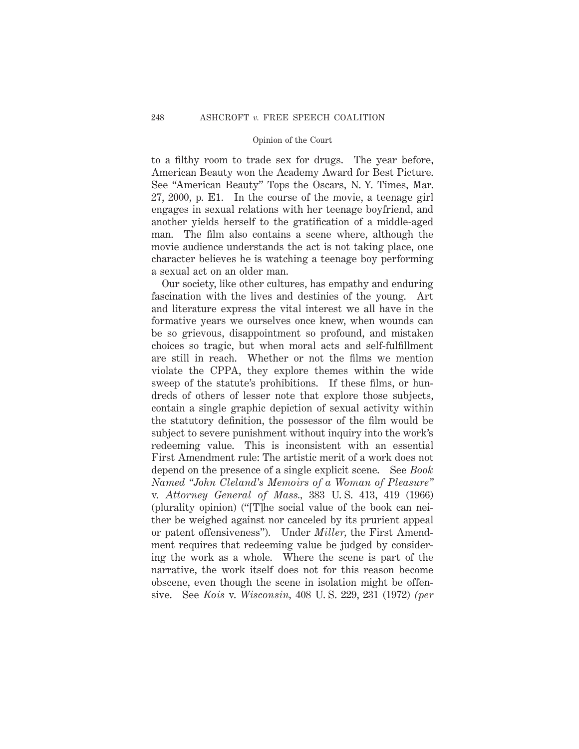to a filthy room to trade sex for drugs. The year before, American Beauty won the Academy Award for Best Picture. See "American Beauty" Tops the Oscars, N. Y. Times, Mar. 27, 2000, p. E1. In the course of the movie, a teenage girl engages in sexual relations with her teenage boyfriend, and another yields herself to the gratification of a middle-aged man. The film also contains a scene where, although the movie audience understands the act is not taking place, one character believes he is watching a teenage boy performing a sexual act on an older man.

Our society, like other cultures, has empathy and enduring fascination with the lives and destinies of the young. Art and literature express the vital interest we all have in the formative years we ourselves once knew, when wounds can be so grievous, disappointment so profound, and mistaken choices so tragic, but when moral acts and self-fulfillment are still in reach. Whether or not the films we mention violate the CPPA, they explore themes within the wide sweep of the statute's prohibitions. If these films, or hundreds of others of lesser note that explore those subjects, contain a single graphic depiction of sexual activity within the statutory definition, the possessor of the film would be subject to severe punishment without inquiry into the work's redeeming value. This is inconsistent with an essential First Amendment rule: The artistic merit of a work does not depend on the presence of a single explicit scene. See *Book Named "John Cleland's Memoirs of a Woman of Pleasure"* v. *Attorney General of Mass.*, 383 U. S. 413, 419 (1966) (plurality opinion) ("[T]he social value of the book can neither be weighed against nor canceled by its prurient appeal or patent offensiveness"). Under *Miller*, the First Amendment requires that redeeming value be judged by considering the work as a whole. Where the scene is part of the narrative, the work itself does not for this reason become obscene, even though the scene in isolation might be offensive. See *Kois* v. *Wisconsin*, 408 U. S. 229, 231 (1972) *(per*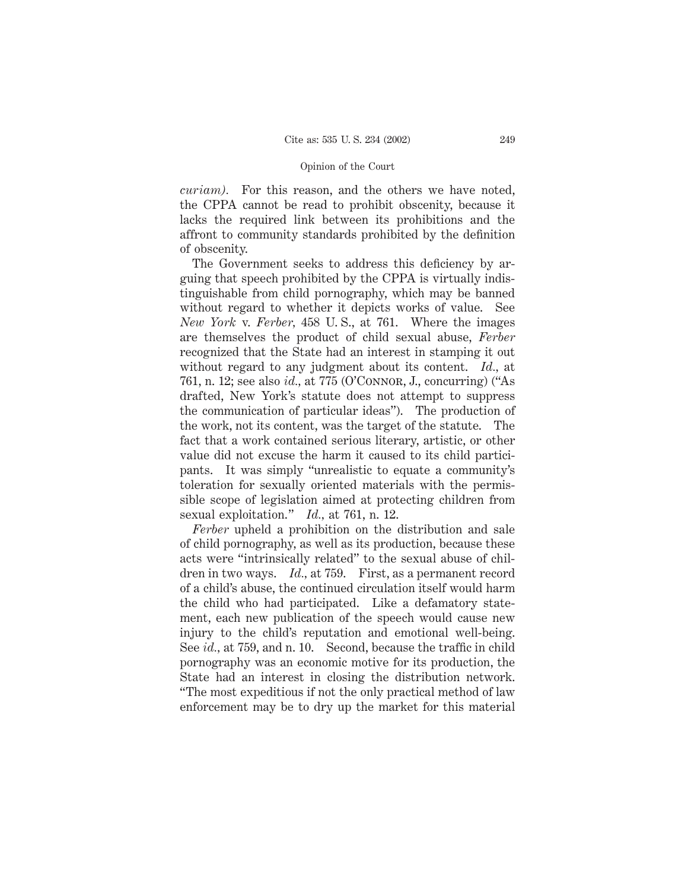*curiam).* For this reason, and the others we have noted, the CPPA cannot be read to prohibit obscenity, because it lacks the required link between its prohibitions and the affront to community standards prohibited by the definition of obscenity.

The Government seeks to address this deficiency by arguing that speech prohibited by the CPPA is virtually indistinguishable from child pornography, which may be banned without regard to whether it depicts works of value. See *New York* v. *Ferber,* 458 U. S., at 761. Where the images are themselves the product of child sexual abuse, *Ferber* recognized that the State had an interest in stamping it out without regard to any judgment about its content. *Id.,* at 761, n. 12; see also *id.,* at 775 (O'Connor, J., concurring) ("As drafted, New York's statute does not attempt to suppress the communication of particular ideas"). The production of the work, not its content, was the target of the statute. The fact that a work contained serious literary, artistic, or other value did not excuse the harm it caused to its child participants. It was simply "unrealistic to equate a community's toleration for sexually oriented materials with the permissible scope of legislation aimed at protecting children from sexual exploitation." *Id.,* at 761, n. 12.

*Ferber* upheld a prohibition on the distribution and sale of child pornography, as well as its production, because these acts were "intrinsically related" to the sexual abuse of children in two ways. *Id.,* at 759. First, as a permanent record of a child's abuse, the continued circulation itself would harm the child who had participated. Like a defamatory statement, each new publication of the speech would cause new injury to the child's reputation and emotional well-being. See *id.,* at 759, and n. 10. Second, because the traffic in child pornography was an economic motive for its production, the State had an interest in closing the distribution network. "The most expeditious if not the only practical method of law enforcement may be to dry up the market for this material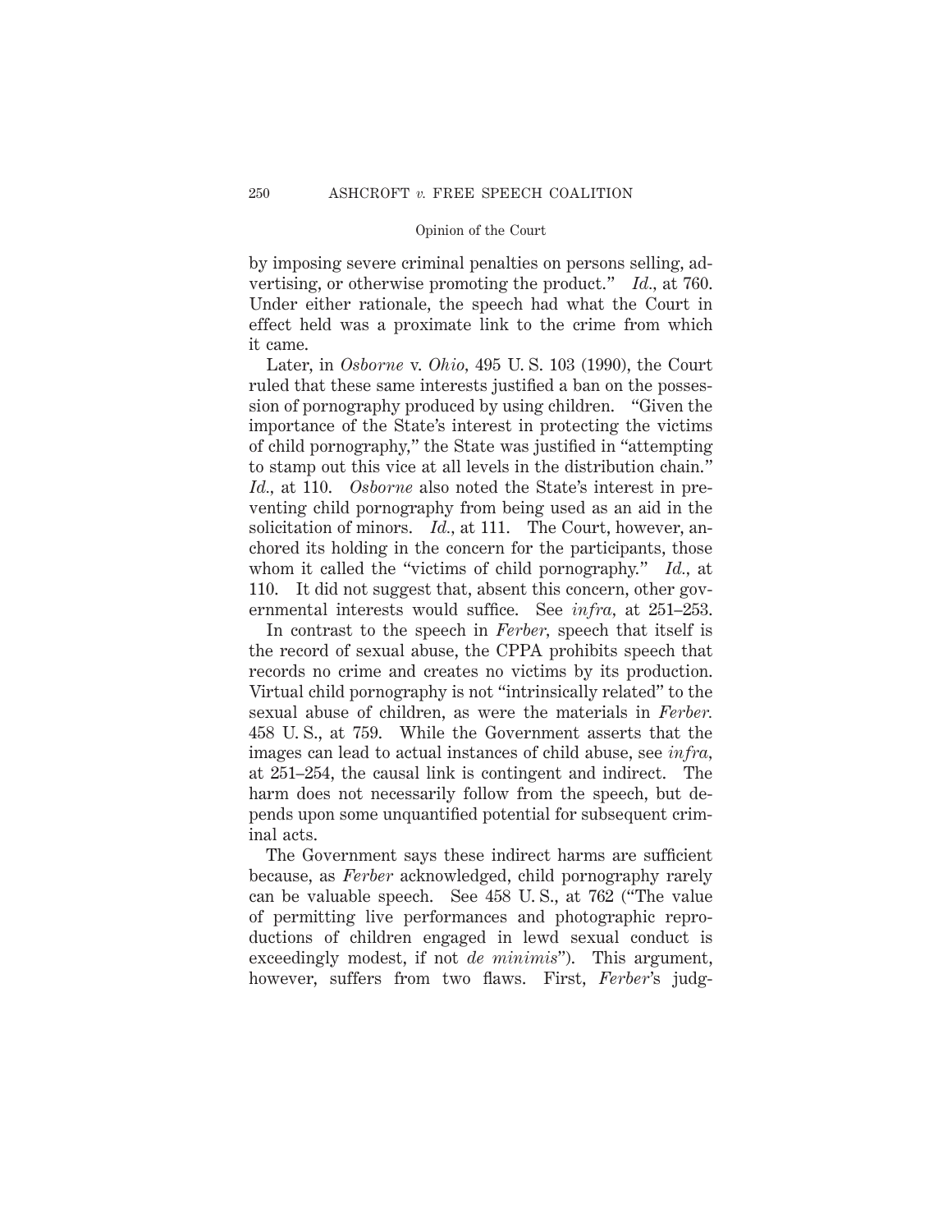by imposing severe criminal penalties on persons selling, advertising, or otherwise promoting the product." *Id.*, at 760. Under either rationale, the speech had what the Court in effect held was a proximate link to the crime from which it came.

Later, in *Osborne* v. *Ohio*, 495 U. S. 103 (1990), the Court ruled that these same interests justified a ban on the possession of pornography produced by using children. "Given the importance of the State's interest in protecting the victims of child pornography," the State was justified in "attempting to stamp out this vice at all levels in the distribution chain." *Id.*, at 110. *Osborne* also noted the State's interest in preventing child pornography from being used as an aid in the solicitation of minors. *Id.*, at 111. The Court, however, anchored its holding in the concern for the participants, those whom it called the "victims of child pornography." *Id.*, at 110. It did not suggest that, absent this concern, other governmental interests would suffice. See *infra*, at 251–253.

In contrast to the speech in *Ferber*, speech that itself is the record of sexual abuse, the CPPA prohibits speech that records no crime and creates no victims by its production. Virtual child pornography is not "intrinsically related" to the sexual abuse of children, as were the materials in *Ferber.* 458 U. S., at 759. While the Government asserts that the images can lead to actual instances of child abuse, see *infra*, at 251–254, the causal link is contingent and indirect. The harm does not necessarily follow from the speech, but depends upon some unquantified potential for subsequent criminal acts.

The Government says these indirect harms are sufficient because, as *Ferber* acknowledged, child pornography rarely can be valuable speech. See 458 U. S., at 762 ("The value of permitting live performances and photographic reproductions of children engaged in lewd sexual conduct is exceedingly modest, if not *de minimis*"). This argument, however, suffers from two flaws. First, *Ferber*'s judg-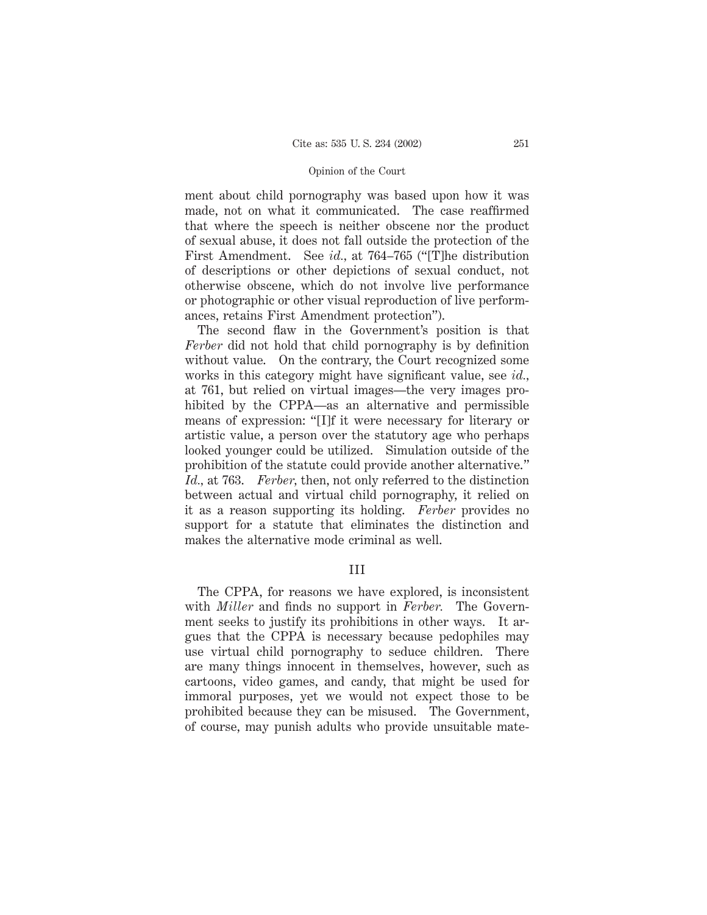ment about child pornography was based upon how it was made, not on what it communicated. The case reaffirmed that where the speech is neither obscene nor the product of sexual abuse, it does not fall outside the protection of the First Amendment. See *id.*, at 764–765 ("[T]he distribution of descriptions or other depictions of sexual conduct, not otherwise obscene, which do not involve live performance or photographic or other visual reproduction of live performances, retains First Amendment protection").

The second flaw in the Government's position is that *Ferber* did not hold that child pornography is by definition without value. On the contrary, the Court recognized some works in this category might have significant value, see *id.*, at 761, but relied on virtual images—the very images prohibited by the CPPA—as an alternative and permissible means of expression: "[I]f it were necessary for literary or artistic value, a person over the statutory age who perhaps looked younger could be utilized. Simulation outside of the prohibition of the statute could provide another alternative." *Id.*, at 763. *Ferber*, then, not only referred to the distinction between actual and virtual child pornography, it relied on it as a reason supporting its holding. *Ferber* provides no support for a statute that eliminates the distinction and makes the alternative mode criminal as well.

## III

The CPPA, for reasons we have explored, is inconsistent with *Miller* and finds no support in *Ferber.* The Government seeks to justify its prohibitions in other ways. It argues that the CPPA is necessary because pedophiles may use virtual child pornography to seduce children. There are many things innocent in themselves, however, such as cartoons, video games, and candy, that might be used for immoral purposes, yet we would not expect those to be prohibited because they can be misused. The Government, of course, may punish adults who provide unsuitable mate-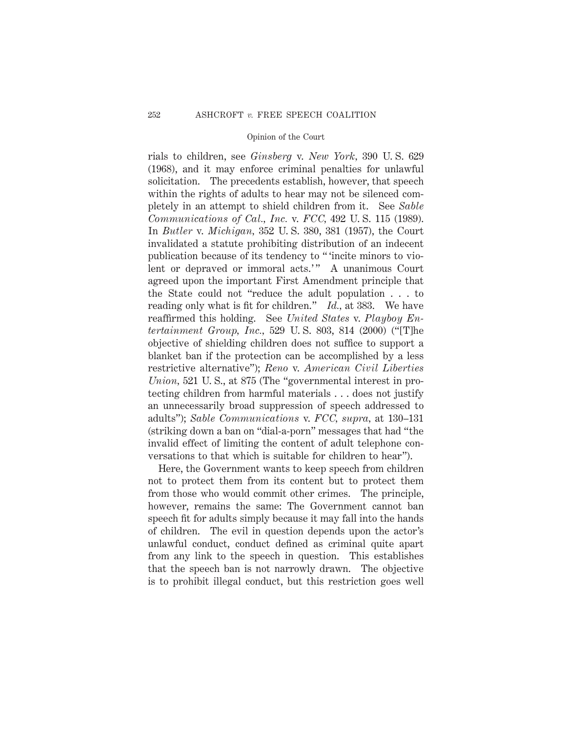rials to children, see *Ginsberg* v. *New York*, 390 U. S. 629 (1968), and it may enforce criminal penalties for unlawful solicitation. The precedents establish, however, that speech within the rights of adults to hear may not be silenced completely in an attempt to shield children from it. See *Sable Communications of Cal., Inc.* v. *FCC*, 492 U. S. 115 (1989). In *Butler* v. *Michigan*, 352 U. S. 380, 381 (1957), the Court invalidated a statute prohibiting distribution of an indecent publication because of its tendency to " 'incite minors to violent or depraved or immoral acts.' " A unanimous Court agreed upon the important First Amendment principle that the State could not "reduce the adult population . . . to reading only what is fit for children." *Id.*, at 383. We have reaffirmed this holding. See *United States* v. *Playboy Entertainment Group, Inc.*, 529 U. S. 803, 814 (2000) ("[T]he objective of shielding children does not suffice to support a blanket ban if the protection can be accomplished by a less restrictive alternative"); *Reno* v. *American Civil Liberties Union*, 521 U. S., at 875 (The "governmental interest in protecting children from harmful materials . . . does not justify an unnecessarily broad suppression of speech addressed to adults"); *Sable Communications* v. *FCC*, *supra*, at 130–131 (striking down a ban on "dial-a-porn" messages that had "the invalid effect of limiting the content of adult telephone conversations to that which is suitable for children to hear").

Here, the Government wants to keep speech from children not to protect them from its content but to protect them from those who would commit other crimes. The principle, however, remains the same: The Government cannot ban speech fit for adults simply because it may fall into the hands of children. The evil in question depends upon the actor's unlawful conduct, conduct defined as criminal quite apart from any link to the speech in question. This establishes that the speech ban is not narrowly drawn. The objective is to prohibit illegal conduct, but this restriction goes well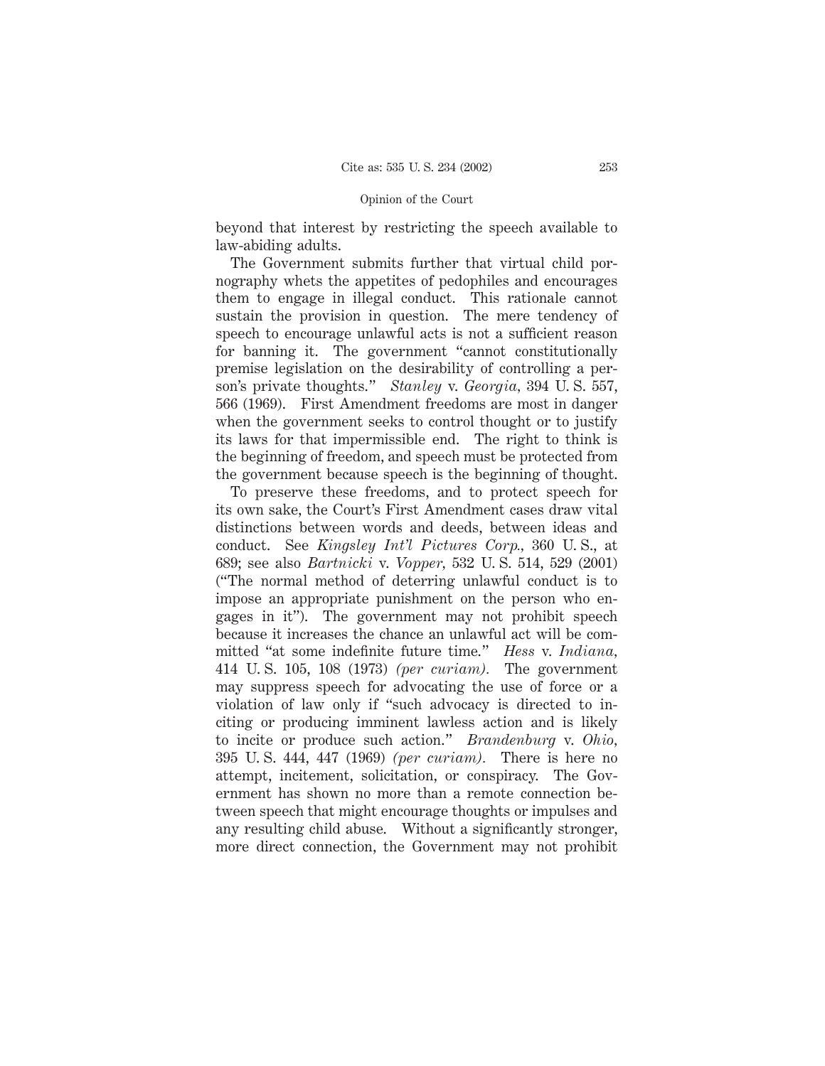beyond that interest by restricting the speech available to law-abiding adults.

The Government submits further that virtual child pornography whets the appetites of pedophiles and encourages them to engage in illegal conduct. This rationale cannot sustain the provision in question. The mere tendency of speech to encourage unlawful acts is not a sufficient reason for banning it. The government "cannot constitutionally premise legislation on the desirability of controlling a person's private thoughts." *Stanley* v. *Georgia,* 394 U. S. 557, 566 (1969). First Amendment freedoms are most in danger when the government seeks to control thought or to justify its laws for that impermissible end. The right to think is the beginning of freedom, and speech must be protected from the government because speech is the beginning of thought.

To preserve these freedoms, and to protect speech for its own sake, the Court's First Amendment cases draw vital distinctions between words and deeds, between ideas and conduct. See *Kingsley Int'l Pictures Corp.,* 360 U. S., at 689; see also *Bartnicki* v. *Vopper,* 532 U. S. 514, 529 (2001) ("The normal method of deterring unlawful conduct is to impose an appropriate punishment on the person who engages in it"). The government may not prohibit speech because it increases the chance an unlawful act will be committed "at some indefinite future time." *Hess* v. *Indiana,* 414 U. S. 105, 108 (1973) *(per curiam).* The government may suppress speech for advocating the use of force or a violation of law only if "such advocacy is directed to inciting or producing imminent lawless action and is likely to incite or produce such action." *Brandenburg* v. *Ohio,* 395 U. S. 444, 447 (1969) *(per curiam).* There is here no attempt, incitement, solicitation, or conspiracy. The Government has shown no more than a remote connection between speech that might encourage thoughts or impulses and any resulting child abuse. Without a significantly stronger, more direct connection, the Government may not prohibit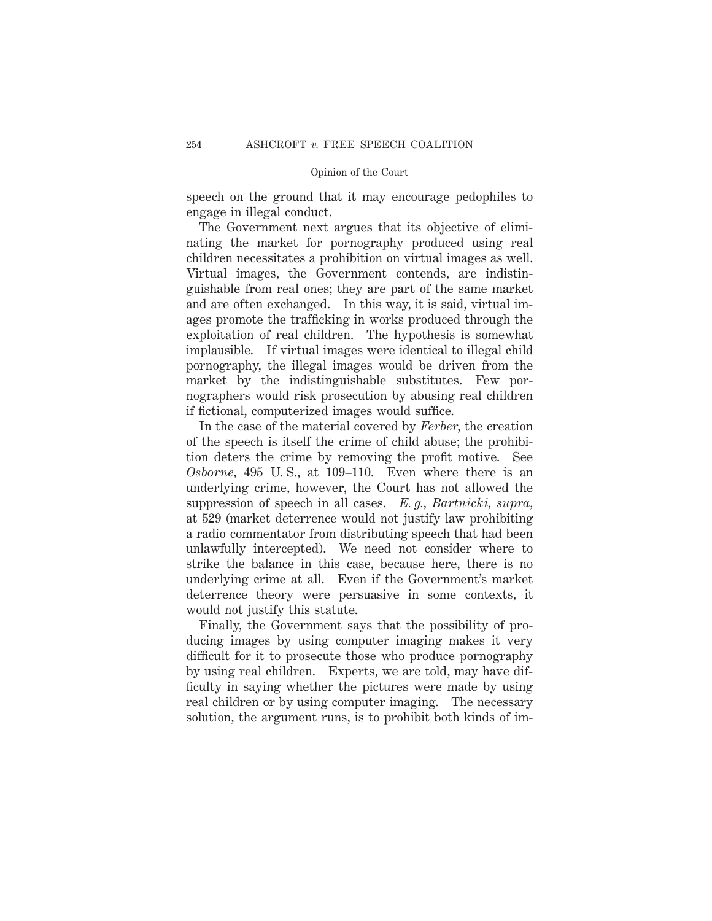speech on the ground that it may encourage pedophiles to engage in illegal conduct.

The Government next argues that its objective of eliminating the market for pornography produced using real children necessitates a prohibition on virtual images as well. Virtual images, the Government contends, are indistinguishable from real ones; they are part of the same market and are often exchanged. In this way, it is said, virtual images promote the trafficking in works produced through the exploitation of real children. The hypothesis is somewhat implausible. If virtual images were identical to illegal child pornography, the illegal images would be driven from the market by the indistinguishable substitutes. Few pornographers would risk prosecution by abusing real children if fictional, computerized images would suffice.

In the case of the material covered by *Ferber*, the creation of the speech is itself the crime of child abuse; the prohibition deters the crime by removing the profit motive. See *Osborne*, 495 U. S., at 109–110. Even where there is an underlying crime, however, the Court has not allowed the suppression of speech in all cases. *E. g., Bartnicki, supra*, at 529 (market deterrence would not justify law prohibiting a radio commentator from distributing speech that had been unlawfully intercepted). We need not consider where to strike the balance in this case, because here, there is no underlying crime at all. Even if the Government's market deterrence theory were persuasive in some contexts, it would not justify this statute.

Finally, the Government says that the possibility of producing images by using computer imaging makes it very difficult for it to prosecute those who produce pornography by using real children. Experts, we are told, may have difficulty in saying whether the pictures were made by using real children or by using computer imaging. The necessary solution, the argument runs, is to prohibit both kinds of im-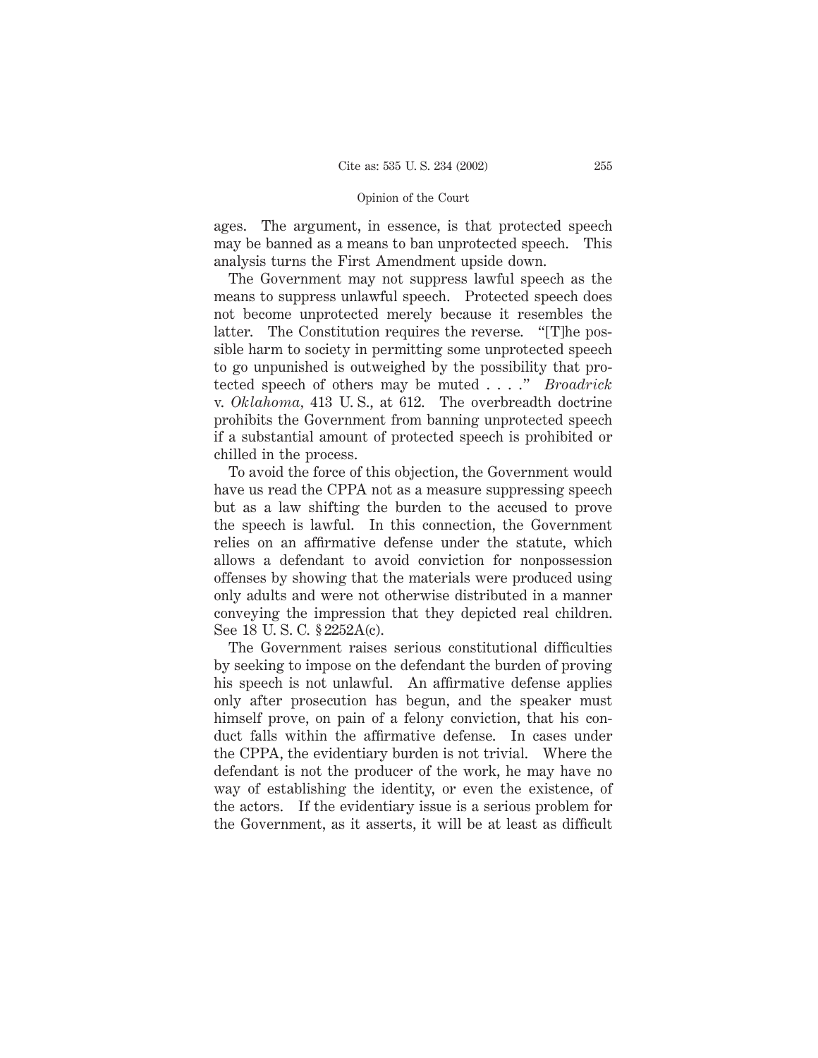ages. The argument, in essence, is that protected speech may be banned as a means to ban unprotected speech. This analysis turns the First Amendment upside down.

The Government may not suppress lawful speech as the means to suppress unlawful speech. Protected speech does not become unprotected merely because it resembles the latter. The Constitution requires the reverse. "[T]he possible harm to society in permitting some unprotected speech to go unpunished is outweighed by the possibility that protected speech of others may be muted . . . ." *Broadrick* v. *Oklahoma*, 413 U. S., at 612. The overbreadth doctrine prohibits the Government from banning unprotected speech if a substantial amount of protected speech is prohibited or chilled in the process.

To avoid the force of this objection, the Government would have us read the CPPA not as a measure suppressing speech but as a law shifting the burden to the accused to prove the speech is lawful. In this connection, the Government relies on an affirmative defense under the statute, which allows a defendant to avoid conviction for nonpossession offenses by showing that the materials were produced using only adults and were not otherwise distributed in a manner conveying the impression that they depicted real children. See 18 U. S. C. § 2252A(c).

The Government raises serious constitutional difficulties by seeking to impose on the defendant the burden of proving his speech is not unlawful. An affirmative defense applies only after prosecution has begun, and the speaker must himself prove, on pain of a felony conviction, that his conduct falls within the affirmative defense. In cases under the CPPA, the evidentiary burden is not trivial. Where the defendant is not the producer of the work, he may have no way of establishing the identity, or even the existence, of the actors. If the evidentiary issue is a serious problem for the Government, as it asserts, it will be at least as difficult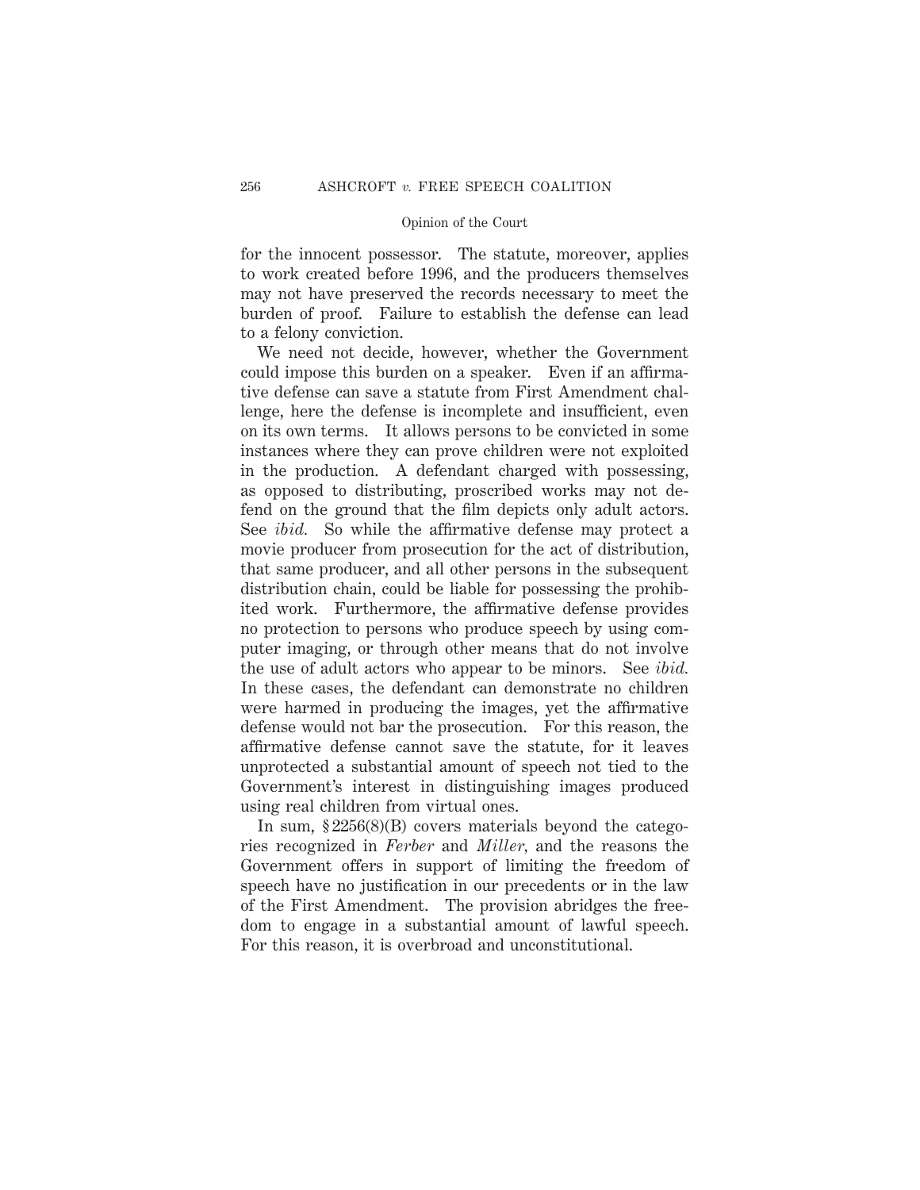for the innocent possessor. The statute, moreover, applies to work created before 1996, and the producers themselves may not have preserved the records necessary to meet the burden of proof. Failure to establish the defense can lead to a felony conviction.

We need not decide, however, whether the Government could impose this burden on a speaker. Even if an affirmative defense can save a statute from First Amendment challenge, here the defense is incomplete and insufficient, even on its own terms. It allows persons to be convicted in some instances where they can prove children were not exploited in the production. A defendant charged with possessing, as opposed to distributing, proscribed works may not defend on the ground that the film depicts only adult actors. See *ibid.* So while the affirmative defense may protect a movie producer from prosecution for the act of distribution, that same producer, and all other persons in the subsequent distribution chain, could be liable for possessing the prohibited work. Furthermore, the affirmative defense provides no protection to persons who produce speech by using computer imaging, or through other means that do not involve the use of adult actors who appear to be minors. See *ibid.* In these cases, the defendant can demonstrate no children were harmed in producing the images, yet the affirmative defense would not bar the prosecution. For this reason, the affirmative defense cannot save the statute, for it leaves unprotected a substantial amount of speech not tied to the Government's interest in distinguishing images produced using real children from virtual ones.

In sum, § 2256(8)(B) covers materials beyond the categories recognized in *Ferber* and *Miller*, and the reasons the Government offers in support of limiting the freedom of speech have no justification in our precedents or in the law of the First Amendment. The provision abridges the freedom to engage in a substantial amount of lawful speech. For this reason, it is overbroad and unconstitutional.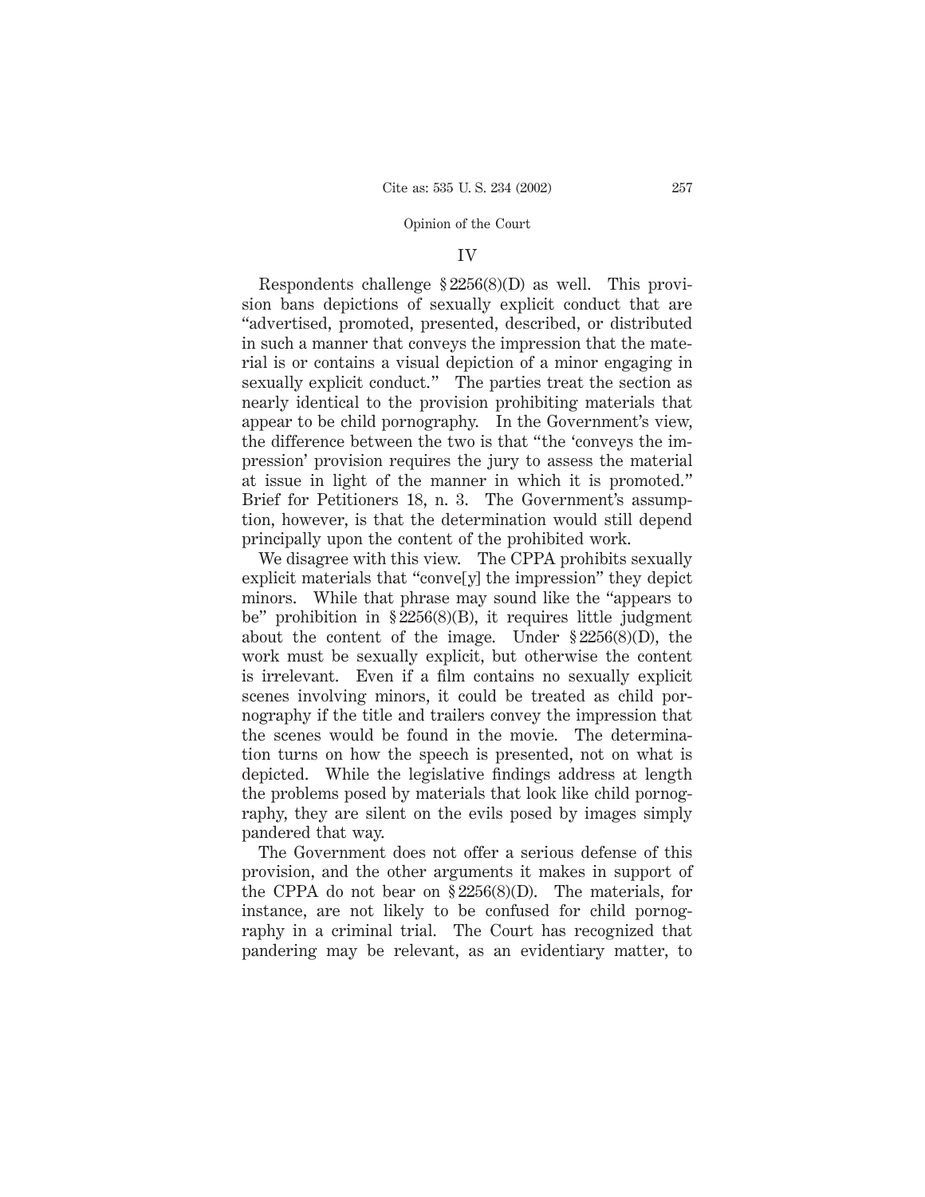## IV

Respondents challenge § 2256(8)(D) as well. This provision bans depictions of sexually explicit conduct that are "advertised, promoted, presented, described, or distributed in such a manner that conveys the impression that the material is or contains a visual depiction of a minor engaging in sexually explicit conduct." The parties treat the section as nearly identical to the provision prohibiting materials that appear to be child pornography. In the Government's view, the difference between the two is that "the 'conveys the impression' provision requires the jury to assess the material at issue in light of the manner in which it is promoted." Brief for Petitioners 18, n. 3. The Government's assumption, however, is that the determination would still depend principally upon the content of the prohibited work.

We disagree with this view. The CPPA prohibits sexually explicit materials that "conve[y] the impression" they depict minors. While that phrase may sound like the "appears to be" prohibition in § 2256(8)(B), it requires little judgment about the content of the image. Under § 2256(8)(D), the work must be sexually explicit, but otherwise the content is irrelevant. Even if a film contains no sexually explicit scenes involving minors, it could be treated as child pornography if the title and trailers convey the impression that the scenes would be found in the movie. The determination turns on how the speech is presented, not on what is depicted. While the legislative findings address at length the problems posed by materials that look like child pornography, they are silent on the evils posed by images simply pandered that way.

The Government does not offer a serious defense of this provision, and the other arguments it makes in support of the CPPA do not bear on § 2256(8)(D). The materials, for instance, are not likely to be confused for child pornography in a criminal trial. The Court has recognized that pandering may be relevant, as an evidentiary matter, to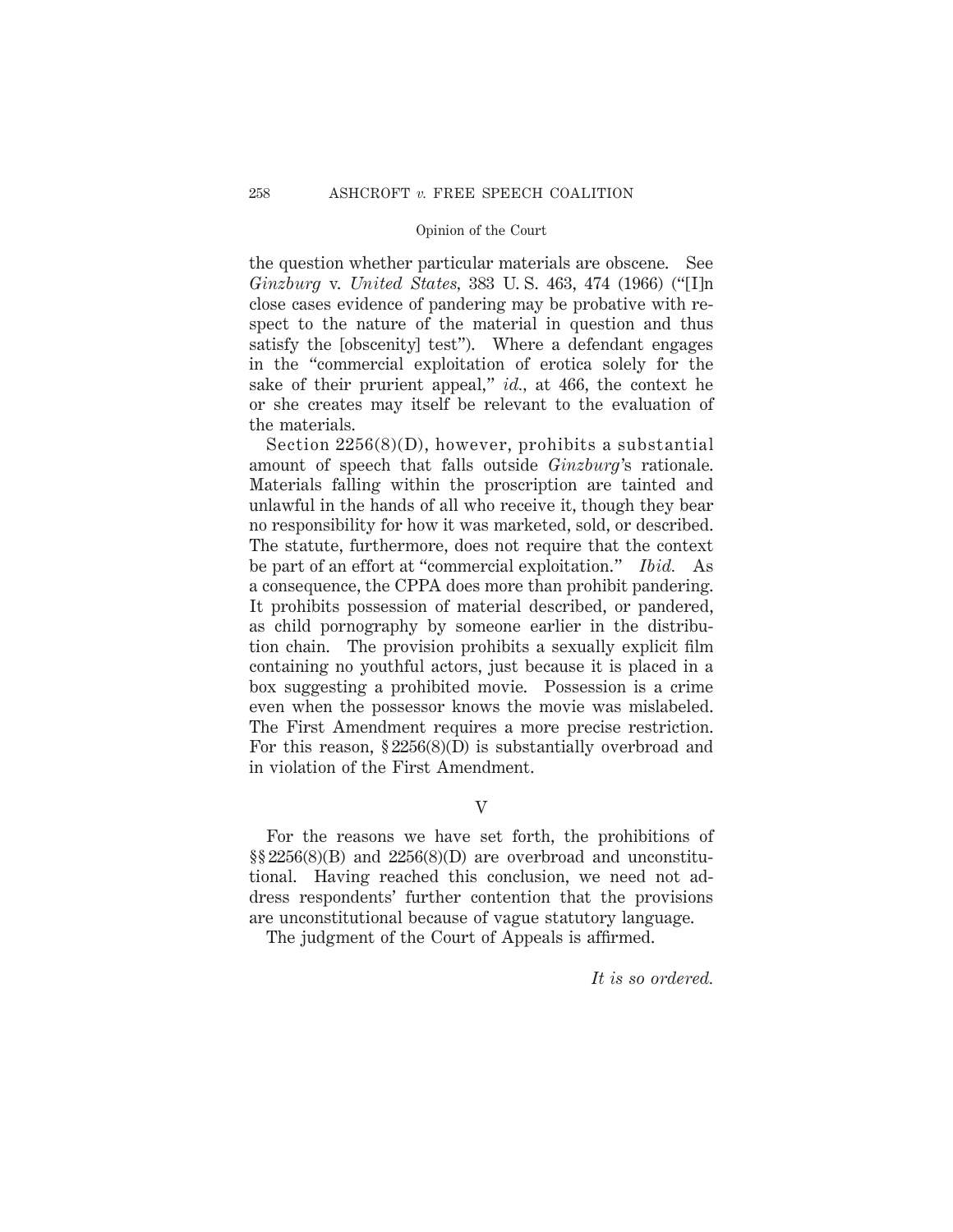the question whether particular materials are obscene. See *Ginzburg* v. *United States*, 383 U. S. 463, 474 (1966) ("[I]n close cases evidence of pandering may be probative with respect to the nature of the material in question and thus satisfy the [obscenity] test"). Where a defendant engages in the "commercial exploitation of erotica solely for the sake of their prurient appeal," *id.*, at 466, the context he or she creates may itself be relevant to the evaluation of the materials.

Section 2256(8)(D), however, prohibits a substantial amount of speech that falls outside *Ginzburg*'s rationale. Materials falling within the proscription are tainted and unlawful in the hands of all who receive it, though they bear no responsibility for how it was marketed, sold, or described. The statute, furthermore, does not require that the context be part of an effort at "commercial exploitation." *Ibid.* As a consequence, the CPPA does more than prohibit pandering. It prohibits possession of material described, or pandered, as child pornography by someone earlier in the distribution chain. The provision prohibits a sexually explicit film containing no youthful actors, just because it is placed in a box suggesting a prohibited movie. Possession is a crime even when the possessor knows the movie was mislabeled. The First Amendment requires a more precise restriction. For this reason, § 2256(8)(D) is substantially overbroad and in violation of the First Amendment.

## V

For the reasons we have set forth, the prohibitions of §§ 2256(8)(B) and 2256(8)(D) are overbroad and unconstitutional. Having reached this conclusion, we need not address respondents' further contention that the provisions are unconstitutional because of vague statutory language.

The judgment of the Court of Appeals is affirmed.

*It is so ordered.*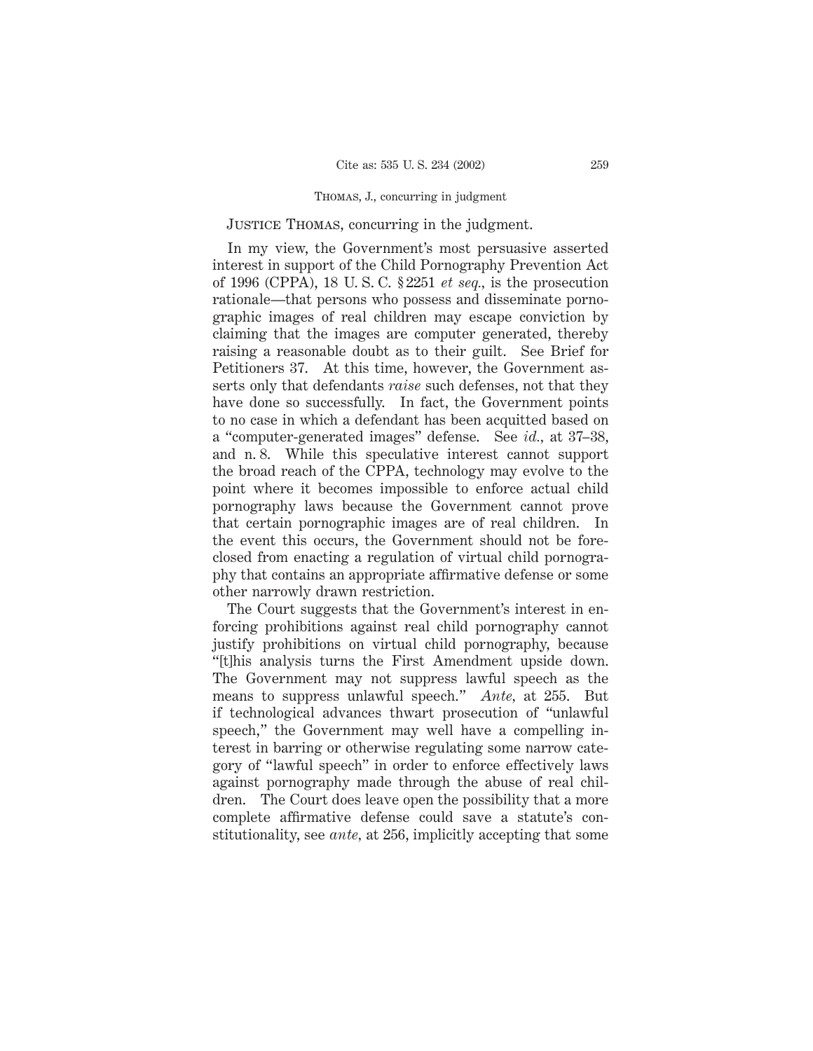Justice Thomas, concurring in the judgment.

In my view, the Government's most persuasive asserted interest in support of the Child Pornography Prevention Act of 1996 (CPPA), 18 U. S. C. § 2251 *et seq.*, is the prosecution rationale—that persons who possess and disseminate pornographic images of real children may escape conviction by claiming that the images are computer generated, thereby raising a reasonable doubt as to their guilt. See Brief for Petitioners 37. At this time, however, the Government asserts only that defendants *raise* such defenses, not that they have done so successfully. In fact, the Government points to no case in which a defendant has been acquitted based on a "computer-generated images" defense. See *id.*, at 37–38, and n. 8. While this speculative interest cannot support the broad reach of the CPPA, technology may evolve to the point where it becomes impossible to enforce actual child pornography laws because the Government cannot prove that certain pornographic images are of real children. In the event this occurs, the Government should not be foreclosed from enacting a regulation of virtual child pornography that contains an appropriate affirmative defense or some other narrowly drawn restriction.

The Court suggests that the Government's interest in enforcing prohibitions against real child pornography cannot justify prohibitions on virtual child pornography, because "[t]his analysis turns the First Amendment upside down. The Government may not suppress lawful speech as the means to suppress unlawful speech." *Ante*, at 255. But if technological advances thwart prosecution of "unlawful speech," the Government may well have a compelling interest in barring or otherwise regulating some narrow category of "lawful speech" in order to enforce effectively laws against pornography made through the abuse of real children. The Court does leave open the possibility that a more complete affirmative defense could save a statute's constitutionality, see *ante*, at 256, implicitly accepting that some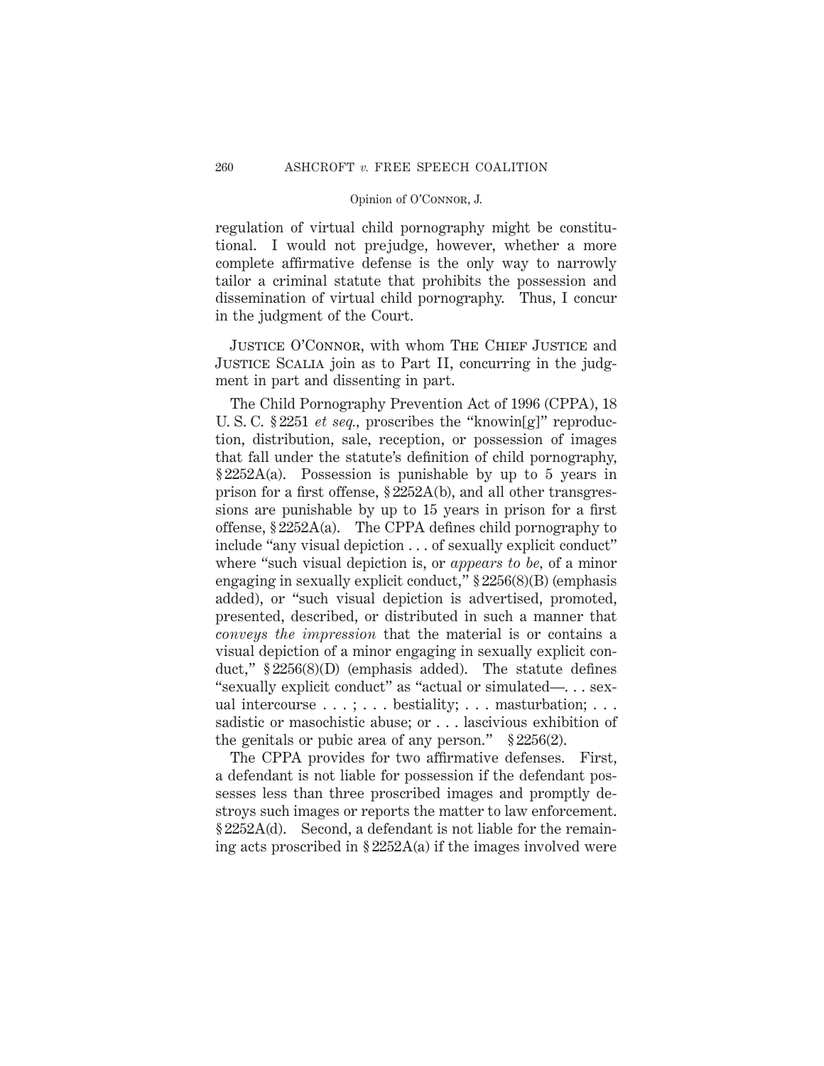regulation of virtual child pornography might be constitutional. I would not prejudge, however, whether a more complete affirmative defense is the only way to narrowly tailor a criminal statute that prohibits the possession and dissemination of virtual child pornography. Thus, I concur in the judgment of the Court.

Justice O'Connor, with whom The Chief Justice and Justice Scalia join as to Part II, concurring in the judgment in part and dissenting in part.

The Child Pornography Prevention Act of 1996 (CPPA), 18 U. S. C. § 2251 *et seq.*, proscribes the "knowin[g]" reproduction, distribution, sale, reception, or possession of images that fall under the statute's definition of child pornography, § 2252A(a). Possession is punishable by up to 5 years in prison for a first offense, § 2252A(b), and all other transgressions are punishable by up to 15 years in prison for a first offense, § 2252A(a). The CPPA defines child pornography to include "any visual depiction . . . of sexually explicit conduct" where "such visual depiction is, or *appears to be*, of a minor engaging in sexually explicit conduct," § 2256(8)(B) (emphasis added), or "such visual depiction is advertised, promoted, presented, described, or distributed in such a manner that *conveys the impression* that the material is or contains a visual depiction of a minor engaging in sexually explicit conduct," § 2256(8)(D) (emphasis added). The statute defines "sexually explicit conduct" as "actual or simulated—. . . sexual intercourse . . . ; . . . bestiality; . . . masturbation; . . . sadistic or masochistic abuse; or . . . lascivious exhibition of the genitals or pubic area of any person." § 2256(2).

The CPPA provides for two affirmative defenses. First, a defendant is not liable for possession if the defendant possesses less than three proscribed images and promptly destroys such images or reports the matter to law enforcement. § 2252A(d). Second, a defendant is not liable for the remaining acts proscribed in § 2252A(a) if the images involved were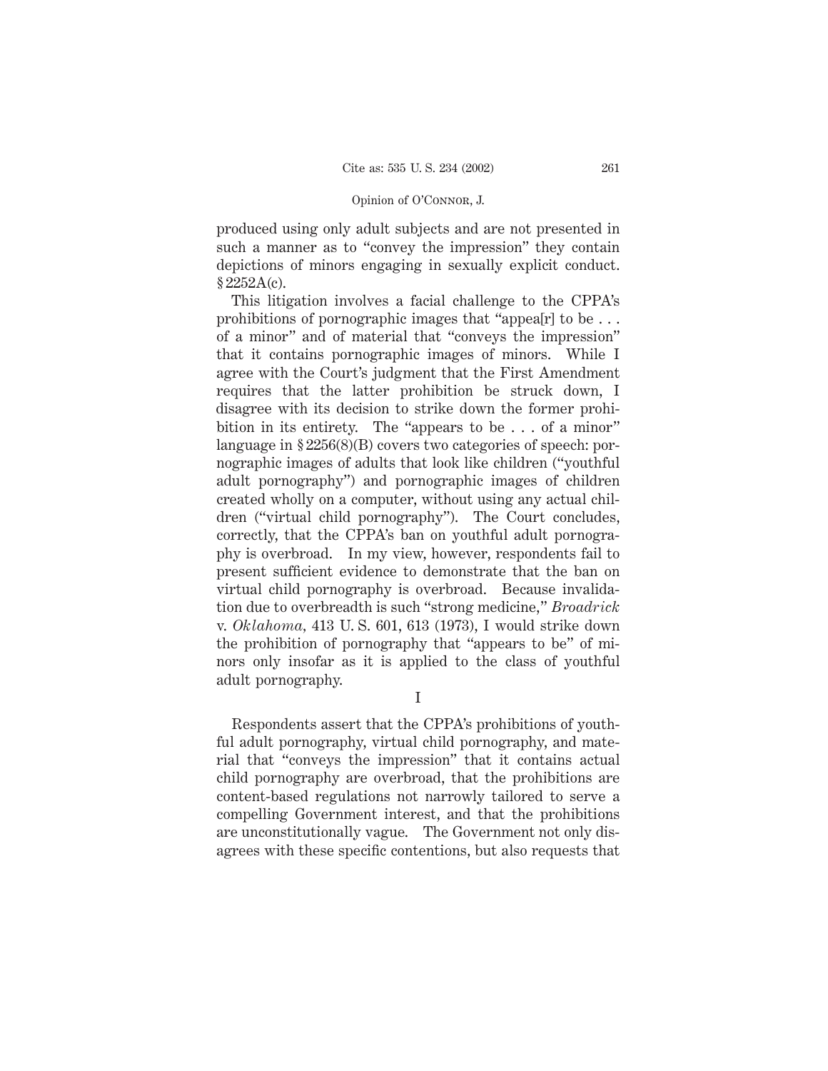produced using only adult subjects and are not presented in such a manner as to "convey the impression" they contain depictions of minors engaging in sexually explicit conduct. § 2252A(c).

This litigation involves a facial challenge to the CPPA's prohibitions of pornographic images that "appea[r] to be . . . of a minor" and of material that "conveys the impression" that it contains pornographic images of minors. While I agree with the Court's judgment that the First Amendment requires that the latter prohibition be struck down, I disagree with its decision to strike down the former prohibition in its entirety. The "appears to be . . . of a minor" language in § 2256(8)(B) covers two categories of speech: pornographic images of adults that look like children ("youthful adult pornography") and pornographic images of children created wholly on a computer, without using any actual children ("virtual child pornography"). The Court concludes, correctly, that the CPPA's ban on youthful adult pornography is overbroad. In my view, however, respondents fail to present sufficient evidence to demonstrate that the ban on virtual child pornography is overbroad. Because invalidation due to overbreadth is such "strong medicine," *Broadrick* v. *Oklahoma*, 413 U. S. 601, 613 (1973), I would strike down the prohibition of pornography that "appears to be" of minors only insofar as it is applied to the class of youthful adult pornography.

## I

Respondents assert that the CPPA's prohibitions of youthful adult pornography, virtual child pornography, and material that "conveys the impression" that it contains actual child pornography are overbroad, that the prohibitions are content-based regulations not narrowly tailored to serve a compelling Government interest, and that the prohibitions are unconstitutionally vague. The Government not only disagrees with these specific contentions, but also requests that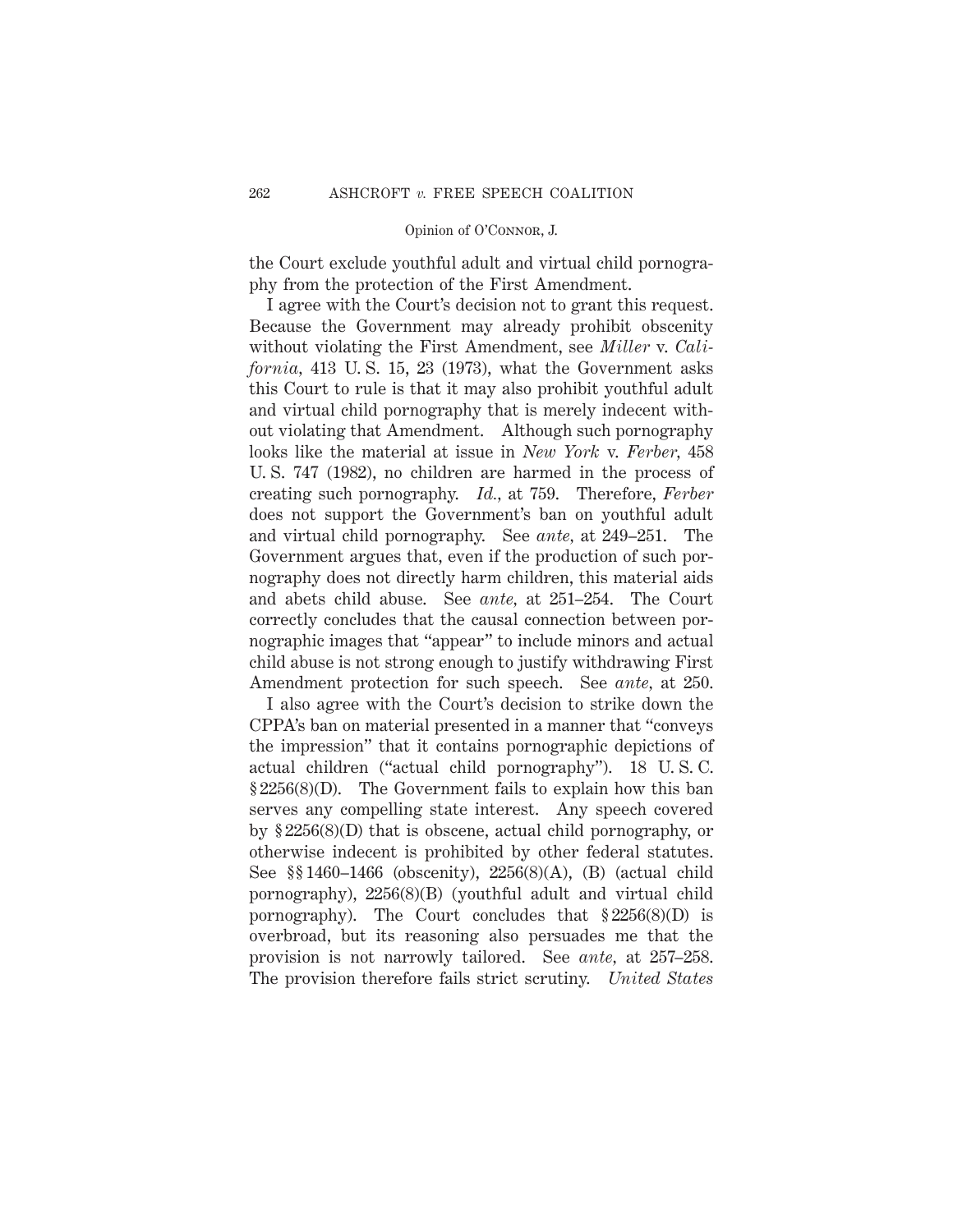the Court exclude youthful adult and virtual child pornography from the protection of the First Amendment.

I agree with the Court's decision not to grant this request. Because the Government may already prohibit obscenity without violating the First Amendment, see *Miller* v. *California*, 413 U. S. 15, 23 (1973), what the Government asks this Court to rule is that it may also prohibit youthful adult and virtual child pornography that is merely indecent without violating that Amendment. Although such pornography looks like the material at issue in *New York* v. *Ferber*, 458 U. S. 747 (1982), no children are harmed in the process of creating such pornography. *Id.*, at 759. Therefore, *Ferber* does not support the Government's ban on youthful adult and virtual child pornography. See *ante*, at 249–251. The Government argues that, even if the production of such pornography does not directly harm children, this material aids and abets child abuse. See *ante*, at 251–254. The Court correctly concludes that the causal connection between pornographic images that "appear" to include minors and actual child abuse is not strong enough to justify withdrawing First Amendment protection for such speech. See *ante*, at 250.

I also agree with the Court's decision to strike down the CPPA's ban on material presented in a manner that "conveys the impression" that it contains pornographic depictions of actual children ("actual child pornography"). 18 U. S. C. § 2256(8)(D). The Government fails to explain how this ban serves any compelling state interest. Any speech covered by § 2256(8)(D) that is obscene, actual child pornography, or otherwise indecent is prohibited by other federal statutes. See §§ 1460–1466 (obscenity), 2256(8)(A), (B) (actual child pornography), 2256(8)(B) (youthful adult and virtual child pornography). The Court concludes that § 2256(8)(D) is overbroad, but its reasoning also persuades me that the provision is not narrowly tailored. See *ante*, at 257–258. The provision therefore fails strict scrutiny. *United States*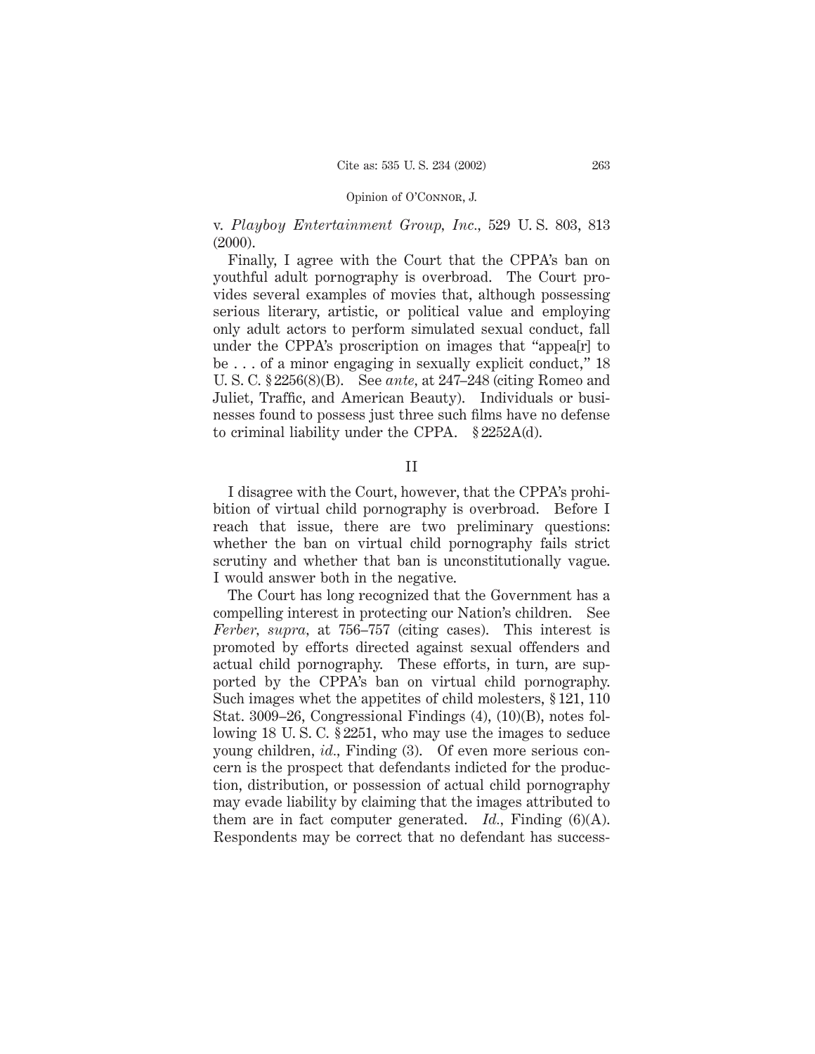v. *Playboy Entertainment Group, Inc.*, 529 U. S. 803, 813 (2000).

Finally, I agree with the Court that the CPPA's ban on youthful adult pornography is overbroad. The Court provides several examples of movies that, although possessing serious literary, artistic, or political value and employing only adult actors to perform simulated sexual conduct, fall under the CPPA's proscription on images that "appea[r] to be . . . of a minor engaging in sexually explicit conduct," 18 U. S. C. § 2256(8)(B). See *ante*, at 247–248 (citing Romeo and Juliet, Traffic, and American Beauty). Individuals or businesses found to possess just three such films have no defense to criminal liability under the CPPA. § 2252A(d).

## II

I disagree with the Court, however, that the CPPA's prohibition of virtual child pornography is overbroad. Before I reach that issue, there are two preliminary questions: whether the ban on virtual child pornography fails strict scrutiny and whether that ban is unconstitutionally vague. I would answer both in the negative.

The Court has long recognized that the Government has a compelling interest in protecting our Nation's children. See *Ferber*, *supra*, at 756–757 (citing cases). This interest is promoted by efforts directed against sexual offenders and actual child pornography. These efforts, in turn, are supported by the CPPA's ban on virtual child pornography. Such images whet the appetites of child molesters, § 121, 110 Stat. 3009–26, Congressional Findings (4), (10)(B), notes following 18 U. S. C. § 2251, who may use the images to seduce young children, *id.*, Finding (3). Of even more serious concern is the prospect that defendants indicted for the production, distribution, or possession of actual child pornography may evade liability by claiming that the images attributed to them are in fact computer generated. *Id.*, Finding (6)(A). Respondents may be correct that no defendant has success-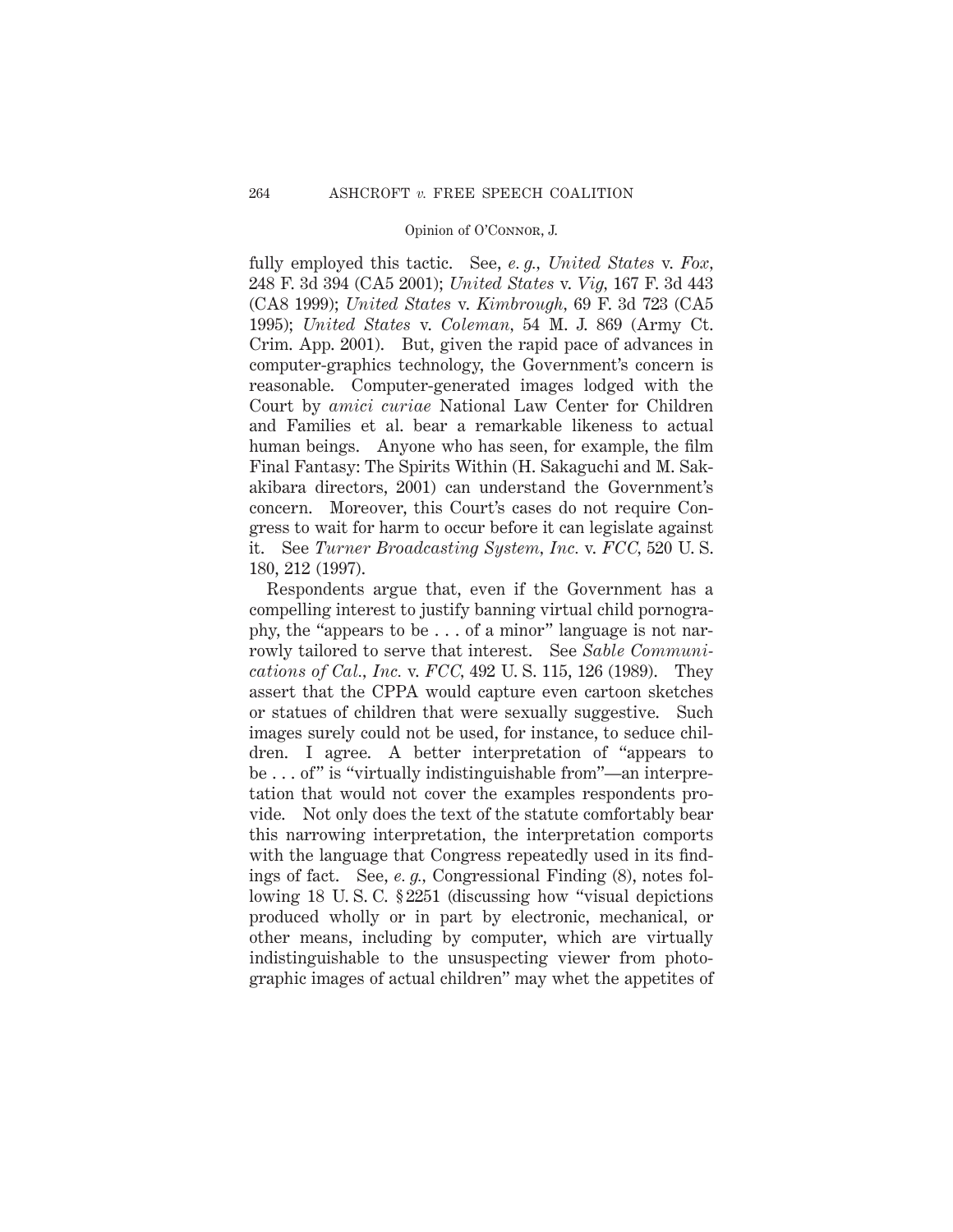fully employed this tactic. See, *e. g., United States* v. *Fox,* 248 F. 3d 394 (CA5 2001); *United States* v. *Vig,* 167 F. 3d 443 (CA8 1999); *United States* v. *Kimbrough,* 69 F. 3d 723 (CA5 1995); *United States* v. *Coleman,* 54 M. J. 869 (Army Ct. Crim. App. 2001). But, given the rapid pace of advances in computer-graphics technology, the Government's concern is reasonable. Computer-generated images lodged with the Court by *amici curiae* National Law Center for Children and Families et al. bear a remarkable likeness to actual human beings. Anyone who has seen, for example, the film Final Fantasy: The Spirits Within (H. Sakaguchi and M. Sakakibara directors, 2001) can understand the Government's concern. Moreover, this Court's cases do not require Congress to wait for harm to occur before it can legislate against it. See *Turner Broadcasting System, Inc.* v. *FCC,* 520 U. S. 180, 212 (1997).

Respondents argue that, even if the Government has a compelling interest to justify banning virtual child pornography, the "appears to be . . . of a minor" language is not narrowly tailored to serve that interest. See *Sable Communications of Cal., Inc.* v. *FCC,* 492 U. S. 115, 126 (1989). They assert that the CPPA would capture even cartoon sketches or statues of children that were sexually suggestive. Such images surely could not be used, for instance, to seduce children. I agree. A better interpretation of "appears to be . . . of" is "virtually indistinguishable from"—an interpretation that would not cover the examples respondents provide. Not only does the text of the statute comfortably bear this narrowing interpretation, the interpretation comports with the language that Congress repeatedly used in its findings of fact. See, *e. g.,* Congressional Finding (8), notes following 18 U. S. C. § 2251 (discussing how "visual depictions produced wholly or in part by electronic, mechanical, or other means, including by computer, which are virtually indistinguishable to the unsuspecting viewer from photographic images of actual children" may whet the appetites of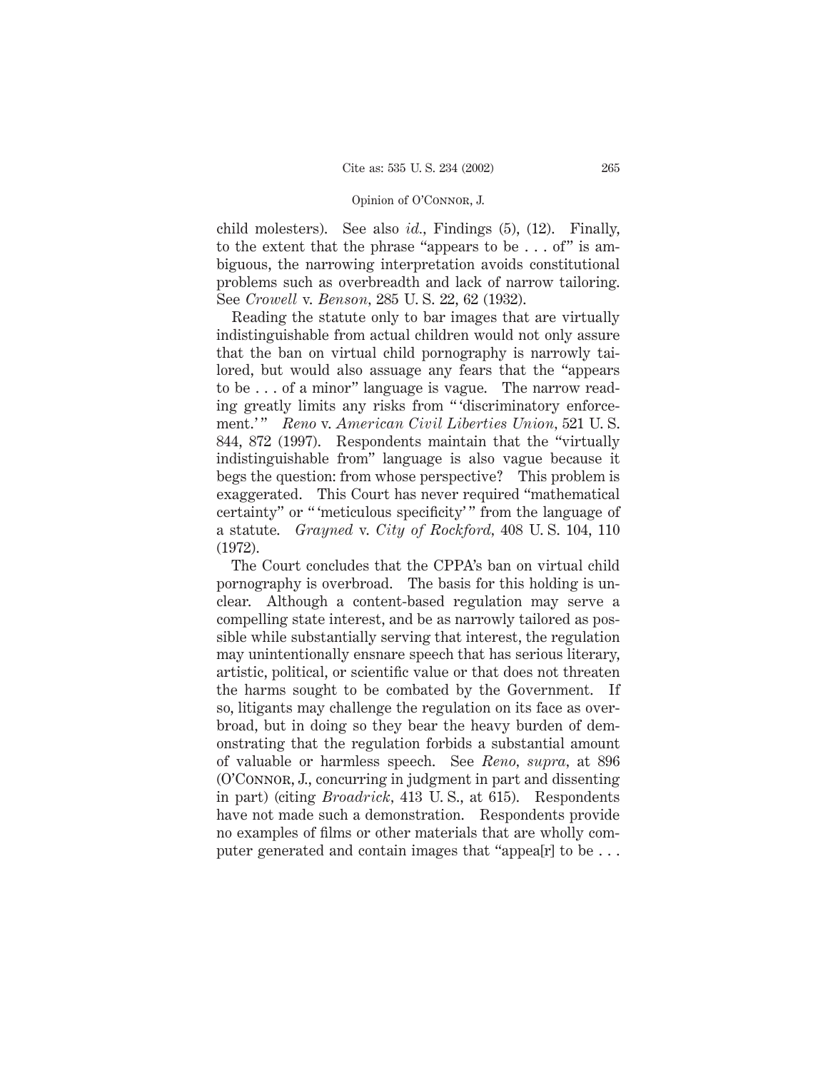child molesters). See also *id.*, Findings (5), (12). Finally, to the extent that the phrase "appears to be . . . of" is ambiguous, the narrowing interpretation avoids constitutional problems such as overbreadth and lack of narrow tailoring. See *Crowell* v. *Benson*, 285 U. S. 22, 62 (1932).

Reading the statute only to bar images that are virtually indistinguishable from actual children would not only assure that the ban on virtual child pornography is narrowly tailored, but would also assuage any fears that the "appears to be . . . of a minor" language is vague. The narrow reading greatly limits any risks from " 'discriminatory enforcement.' " *Reno* v. *American Civil Liberties Union*, 521 U. S. 844, 872 (1997). Respondents maintain that the "virtually indistinguishable from" language is also vague because it begs the question: from whose perspective? This problem is exaggerated. This Court has never required "mathematical certainty" or " 'meticulous specificity' " from the language of a statute. *Grayned* v. *City of Rockford*, 408 U. S. 104, 110 (1972).

The Court concludes that the CPPA's ban on virtual child pornography is overbroad. The basis for this holding is unclear. Although a content-based regulation may serve a compelling state interest, and be as narrowly tailored as possible while substantially serving that interest, the regulation may unintentionally ensnare speech that has serious literary, artistic, political, or scientific value or that does not threaten the harms sought to be combated by the Government. If so, litigants may challenge the regulation on its face as overbroad, but in doing so they bear the heavy burden of demonstrating that the regulation forbids a substantial amount of valuable or harmless speech. See *Reno*, *supra*, at 896 (O'Connor, J., concurring in judgment in part and dissenting in part) (citing *Broadrick*, 413 U. S., at 615). Respondents have not made such a demonstration. Respondents provide no examples of films or other materials that are wholly computer generated and contain images that "appea[r] to be . . .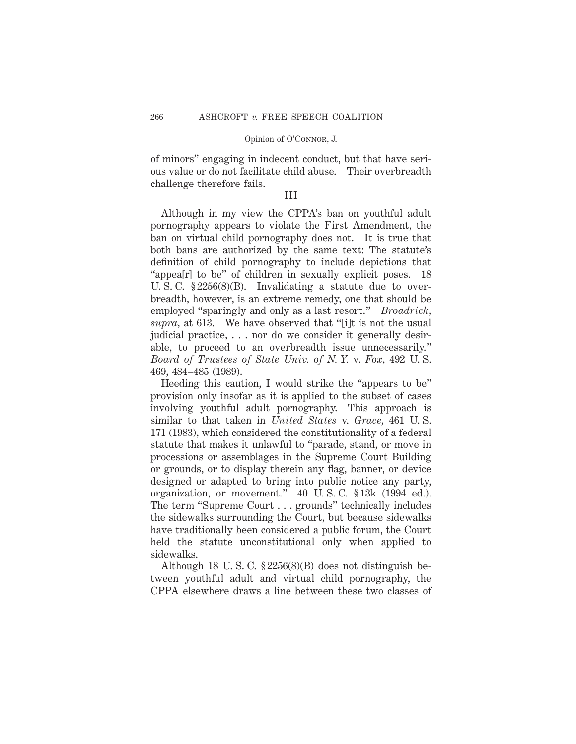of minors" engaging in indecent conduct, but that have serious value or do not facilitate child abuse. Their overbreadth challenge therefore fails.

## III

Although in my view the CPPA's ban on youthful adult pornography appears to violate the First Amendment, the ban on virtual child pornography does not. It is true that both bans are authorized by the same text: The statute's definition of child pornography to include depictions that "appea[r] to be" of children in sexually explicit poses. 18 U. S. C. § 2256(8)(B). Invalidating a statute due to overbreadth, however, is an extreme remedy, one that should be employed "sparingly and only as a last resort." *Broadrick*, *supra*, at 613. We have observed that "[i]t is not the usual judicial practice, . . . nor do we consider it generally desirable, to proceed to an overbreadth issue unnecessarily." *Board of Trustees of State Univ. of N. Y.* v. *Fox*, 492 U. S. 469, 484–485 (1989).

Heeding this caution, I would strike the "appears to be" provision only insofar as it is applied to the subset of cases involving youthful adult pornography. This approach is similar to that taken in *United States* v. *Grace*, 461 U. S. 171 (1983), which considered the constitutionality of a federal statute that makes it unlawful to "parade, stand, or move in processions or assemblages in the Supreme Court Building or grounds, or to display therein any flag, banner, or device designed or adapted to bring into public notice any party, organization, or movement." 40 U. S. C. § 13k (1994 ed.). The term "Supreme Court . . . grounds" technically includes the sidewalks surrounding the Court, but because sidewalks have traditionally been considered a public forum, the Court held the statute unconstitutional only when applied to sidewalks.

Although 18 U. S. C. § 2256(8)(B) does not distinguish between youthful adult and virtual child pornography, the CPPA elsewhere draws a line between these two classes of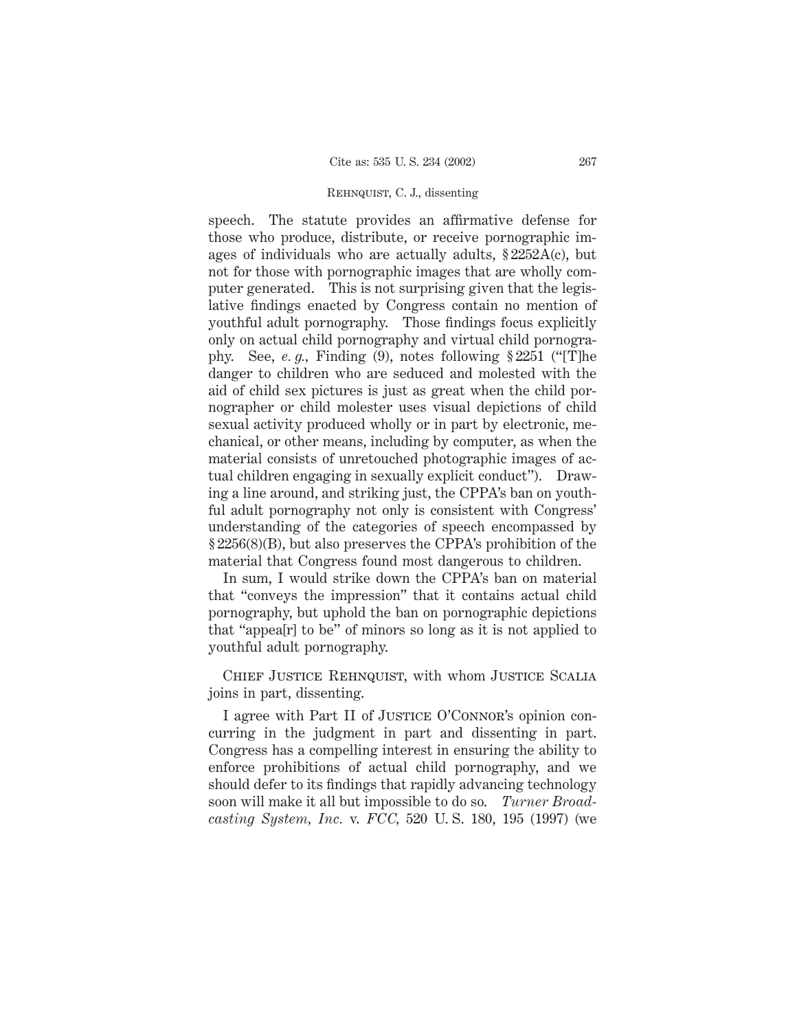speech. The statute provides an affirmative defense for those who produce, distribute, or receive pornographic images of individuals who are actually adults, § 2252A(c), but not for those with pornographic images that are wholly computer generated. This is not surprising given that the legislative findings enacted by Congress contain no mention of youthful adult pornography. Those findings focus explicitly only on actual child pornography and virtual child pornography. See, *e. g.,* Finding (9), notes following § 2251 ("[T]he danger to children who are seduced and molested with the aid of child sex pictures is just as great when the child pornographer or child molester uses visual depictions of child sexual activity produced wholly or in part by electronic, mechanical, or other means, including by computer, as when the material consists of unretouched photographic images of actual children engaging in sexually explicit conduct"). Drawing a line around, and striking just, the CPPA's ban on youthful adult pornography not only is consistent with Congress' understanding of the categories of speech encompassed by § 2256(8)(B), but also preserves the CPPA's prohibition of the material that Congress found most dangerous to children.

In sum, I would strike down the CPPA's ban on material that "conveys the impression" that it contains actual child pornography, but uphold the ban on pornographic depictions that "appea[r] to be" of minors so long as it is not applied to youthful adult pornography.

Chief Justice Rehnquist, with whom Justice Scalia joins in part, dissenting.

I agree with Part II of Justice O'Connor's opinion concurring in the judgment in part and dissenting in part. Congress has a compelling interest in ensuring the ability to enforce prohibitions of actual child pornography, and we should defer to its findings that rapidly advancing technology soon will make it all but impossible to do so. *Turner Broadcasting System, Inc.* v. *FCC,* 520 U. S. 180, 195 (1997) (we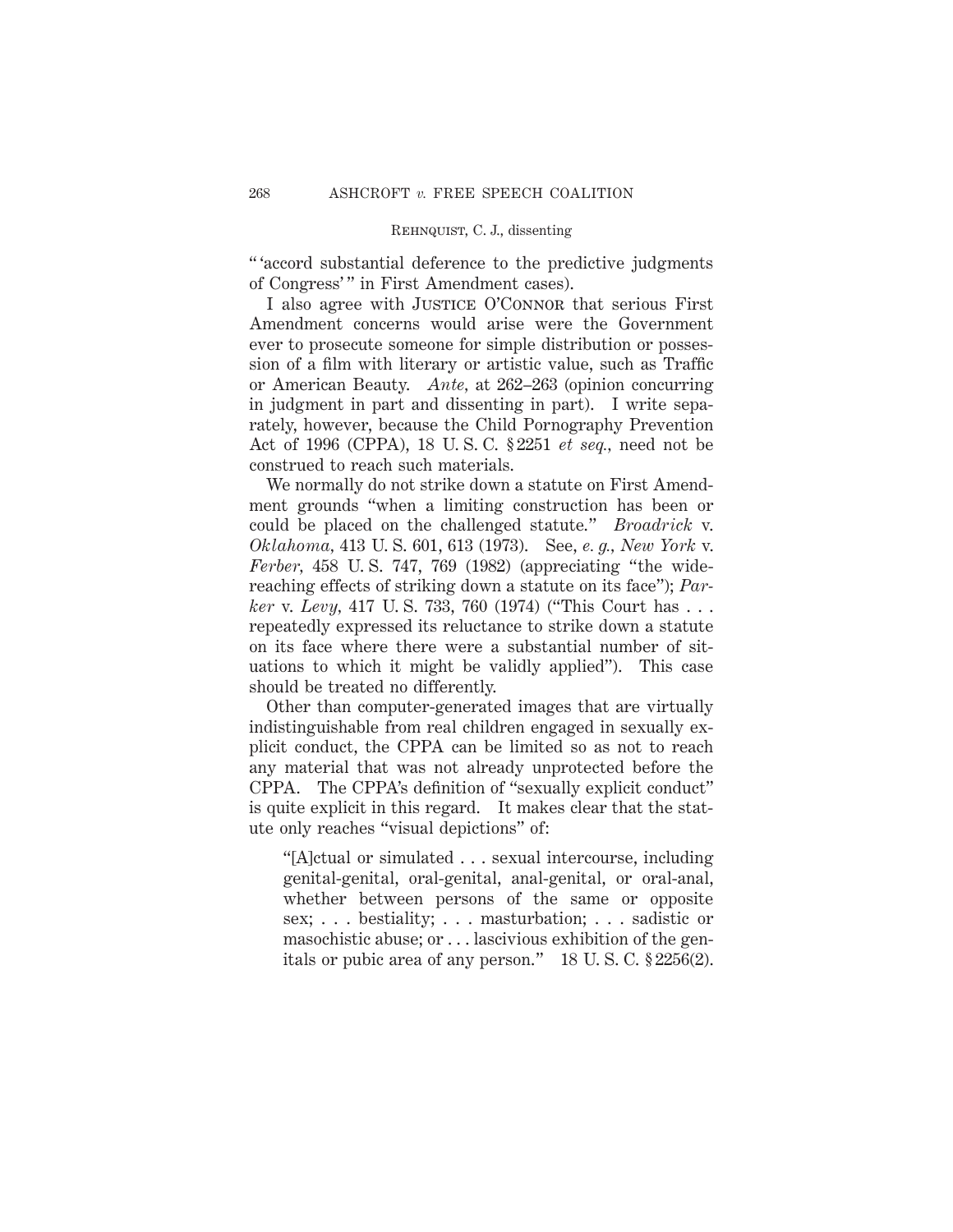" 'accord substantial deference to the predictive judgments of Congress' " in First Amendment cases).

I also agree with Justice O'Connor that serious First Amendment concerns would arise were the Government ever to prosecute someone for simple distribution or possession of a film with literary or artistic value, such as Traffic or American Beauty. *Ante*, at 262–263 (opinion concurring in judgment in part and dissenting in part). I write separately, however, because the Child Pornography Prevention Act of 1996 (CPPA), 18 U. S. C. § 2251 *et seq.*, need not be construed to reach such materials.

We normally do not strike down a statute on First Amendment grounds "when a limiting construction has been or could be placed on the challenged statute." *Broadrick* v. *Oklahoma*, 413 U. S. 601, 613 (1973). See, *e. g.*, *New York* v. *Ferber*, 458 U. S. 747, 769 (1982) (appreciating "the wide-reaching effects of striking down a statute on its face"); *Parker* v. *Levy*, 417 U. S. 733, 760 (1974) ("This Court has . . . repeatedly expressed its reluctance to strike down a statute on its face where there were a substantial number of situations to which it might be validly applied"). This case should be treated no differently.

Other than computer-generated images that are virtually indistinguishable from real children engaged in sexually explicit conduct, the CPPA can be limited so as not to reach any material that was not already unprotected before the CPPA. The CPPA's definition of "sexually explicit conduct" is quite explicit in this regard. It makes clear that the statute only reaches "visual depictions" of:

> "[A]ctual or simulated . . . sexual intercourse, including genital-genital, oral-genital, anal-genital, or oral-anal, whether between persons of the same or opposite sex; . . . bestiality; . . . masturbation; . . . sadistic or masochistic abuse; or . . . lascivious exhibition of the genitals or pubic area of any person." 18 U. S. C. § 2256(2).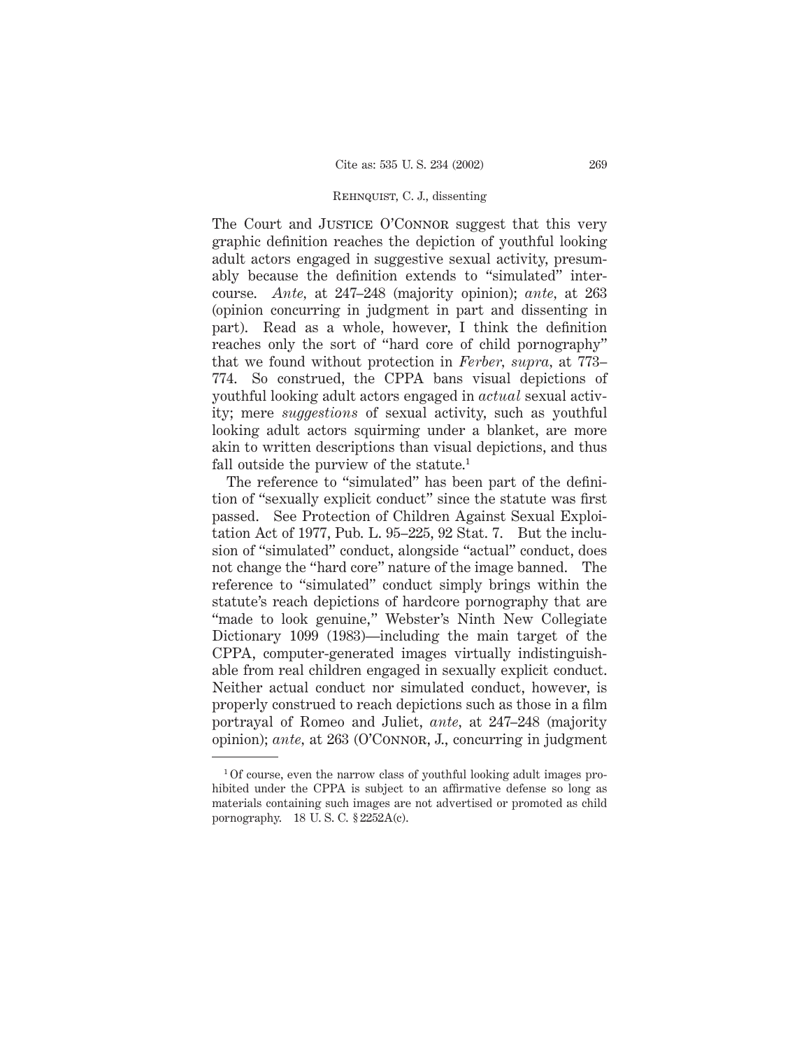The Court and JUSTICE O'CONNOR suggest that this very graphic definition reaches the depiction of youthful looking adult actors engaged in suggestive sexual activity, presumably because the definition extends to "simulated" intercourse. *Ante*, at 247–248 (majority opinion); *ante*, at 263 (opinion concurring in judgment in part and dissenting in part). Read as a whole, however, I think the definition reaches only the sort of "hard core of child pornography" that we found without protection in *Ferber*, *supra*, at 773–774. So construed, the CPPA bans visual depictions of youthful looking adult actors engaged in *actual* sexual activity; mere *suggestions* of sexual activity, such as youthful looking adult actors squirming under a blanket, are more akin to written descriptions than visual depictions, and thus fall outside the purview of the statute.[1]

The reference to "simulated" has been part of the definition of "sexually explicit conduct" since the statute was first passed. See Protection of Children Against Sexual Exploitation Act of 1977, Pub. L. 95–225, 92 Stat. 7. But the inclusion of "simulated" conduct, alongside "actual" conduct, does not change the "hard core" nature of the image banned. The reference to "simulated" conduct simply brings within the statute's reach depictions of hardcore pornography that are "made to look genuine," Webster's Ninth New Collegiate Dictionary 1099 (1983)—including the main target of the CPPA, computer-generated images virtually indistinguishable from real children engaged in sexually explicit conduct. Neither actual conduct nor simulated conduct, however, is properly construed to reach depictions such as those in a film portrayal of Romeo and Juliet, *ante*, at 247–248 (majority opinion); *ante*, at 263 (O'CONNOR, J., concurring in judgment

---

[1] Of course, even the narrow class of youthful looking adult images prohibited under the CPPA is subject to an affirmative defense so long as materials containing such images are not advertised or promoted as child pornography. 18 U. S. C. § 2252A(c).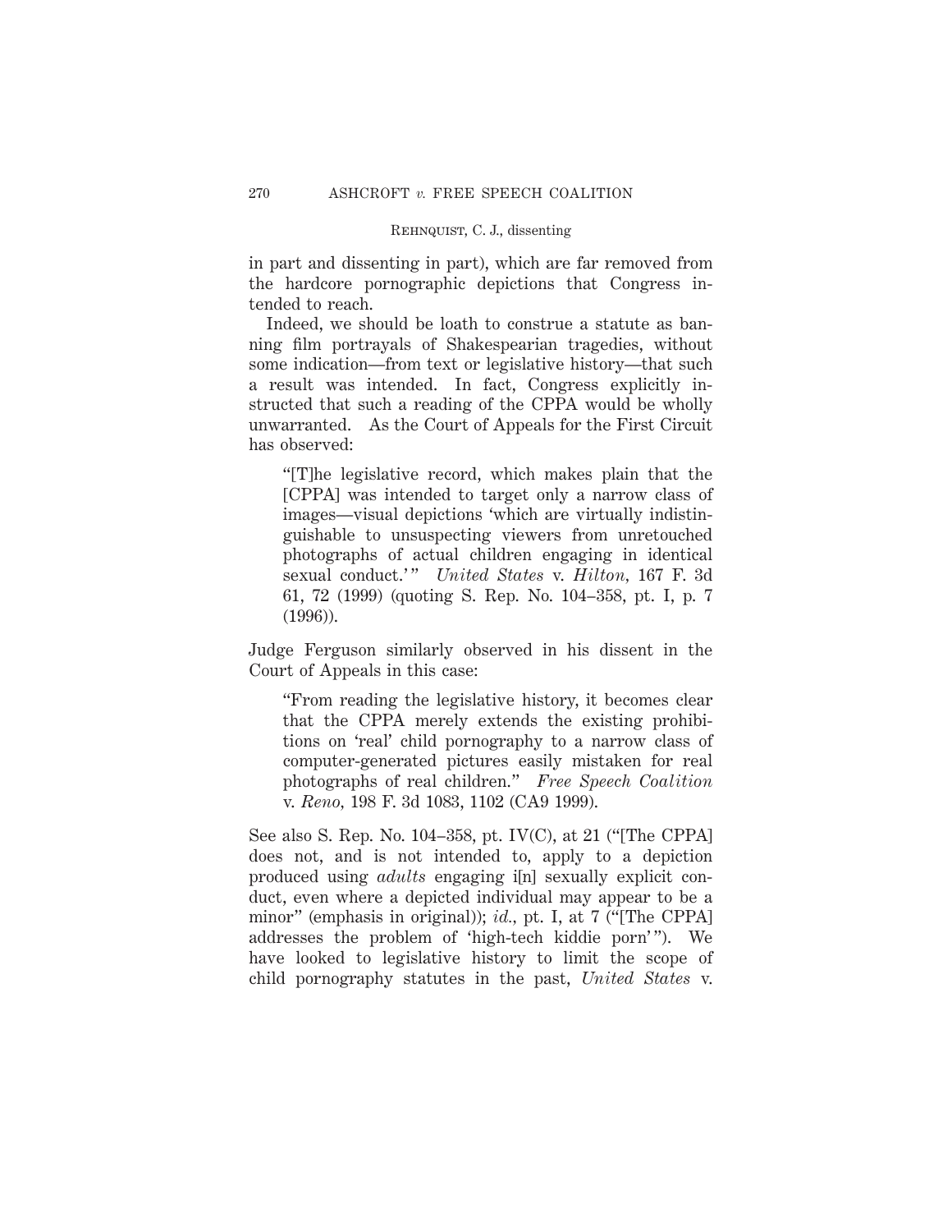in part and dissenting in part), which are far removed from the hardcore pornographic depictions that Congress intended to reach.

Indeed, we should be loath to construe a statute as banning film portrayals of Shakespearian tragedies, without some indication—from text or legislative history—that such a result was intended. In fact, Congress explicitly instructed that such a reading of the CPPA would be wholly unwarranted. As the Court of Appeals for the First Circuit has observed:

> "[T]he legislative record, which makes plain that the [CPPA] was intended to target only a narrow class of images—visual depictions 'which are virtually indistinguishable to unsuspecting viewers from unretouched photographs of actual children engaging in identical sexual conduct.'" *United States* v. *Hilton*, 167 F. 3d 61, 72 (1999) (quoting S. Rep. No. 104–358, pt. I, p. 7 (1996)).

Judge Ferguson similarly observed in his dissent in the Court of Appeals in this case:

> "From reading the legislative history, it becomes clear that the CPPA merely extends the existing prohibitions on 'real' child pornography to a narrow class of computer-generated pictures easily mistaken for real photographs of real children." *Free Speech Coalition* v. *Reno*, 198 F. 3d 1083, 1102 (CA9 1999).

See also S. Rep. No. 104–358, pt. IV(C), at 21 ("[The CPPA] does not, and is not intended to, apply to a depiction produced using *adults* engaging i[n] sexually explicit conduct, even where a depicted individual may appear to be a minor" (emphasis in original)); *id.*, pt. I, at 7 ("[The CPPA] addresses the problem of 'high-tech kiddie porn'"). We have looked to legislative history to limit the scope of child pornography statutes in the past, *United States* v.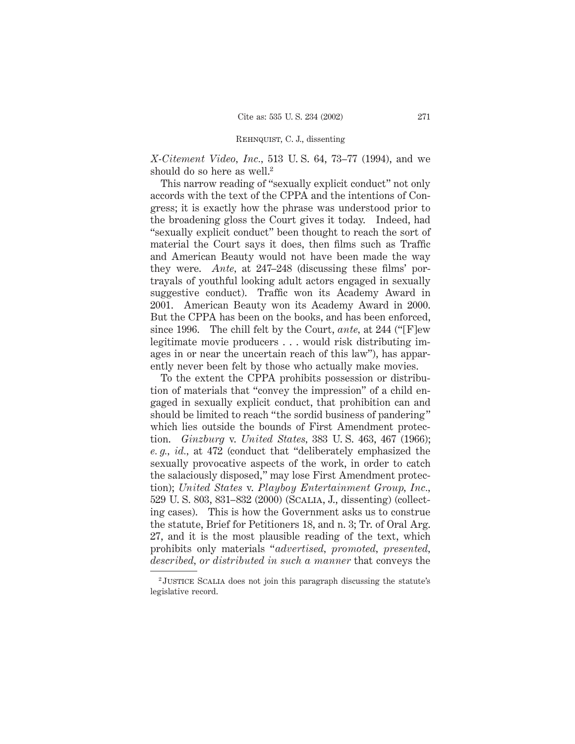*X-Citement Video, Inc.*, 513 U. S. 64, 73–77 (1994), and we should do so here as well.[2]

This narrow reading of "sexually explicit conduct" not only accords with the text of the CPPA and the intentions of Congress; it is exactly how the phrase was understood prior to the broadening gloss the Court gives it today. Indeed, had "sexually explicit conduct" been thought to reach the sort of material the Court says it does, then films such as Traffic and American Beauty would not have been made the way they were. *Ante*, at 247–248 (discussing these films' portrayals of youthful looking adult actors engaged in sexually suggestive conduct). Traffic won its Academy Award in 2001. American Beauty won its Academy Award in 2000. But the CPPA has been on the books, and has been enforced, since 1996. The chill felt by the Court, *ante*, at 244 ("[F]ew legitimate movie producers . . . would risk distributing images in or near the uncertain reach of this law"), has apparently never been felt by those who actually make movies.

To the extent the CPPA prohibits possession or distribution of materials that "convey the impression" of a child engaged in sexually explicit conduct, that prohibition can and should be limited to reach "the sordid business of pandering" which lies outside the bounds of First Amendment protection. *Ginzburg* v. *United States*, 383 U. S. 463, 467 (1966); *e. g.*, *id.*, at 472 (conduct that "deliberately emphasized the sexually provocative aspects of the work, in order to catch the salaciously disposed," may lose First Amendment protection); *United States* v. *Playboy Entertainment Group, Inc.*, 529 U. S. 803, 831–832 (2000) (SCALIA, J., dissenting) (collecting cases). This is how the Government asks us to construe the statute, Brief for Petitioners 18, and n. 3; Tr. of Oral Arg. 27, and it is the most plausible reading of the text, which prohibits only materials "*advertised, promoted, presented, described, or distributed in such a manner* that conveys the

---

[2] JUSTICE SCALIA does not join this paragraph discussing the statute's legislative record.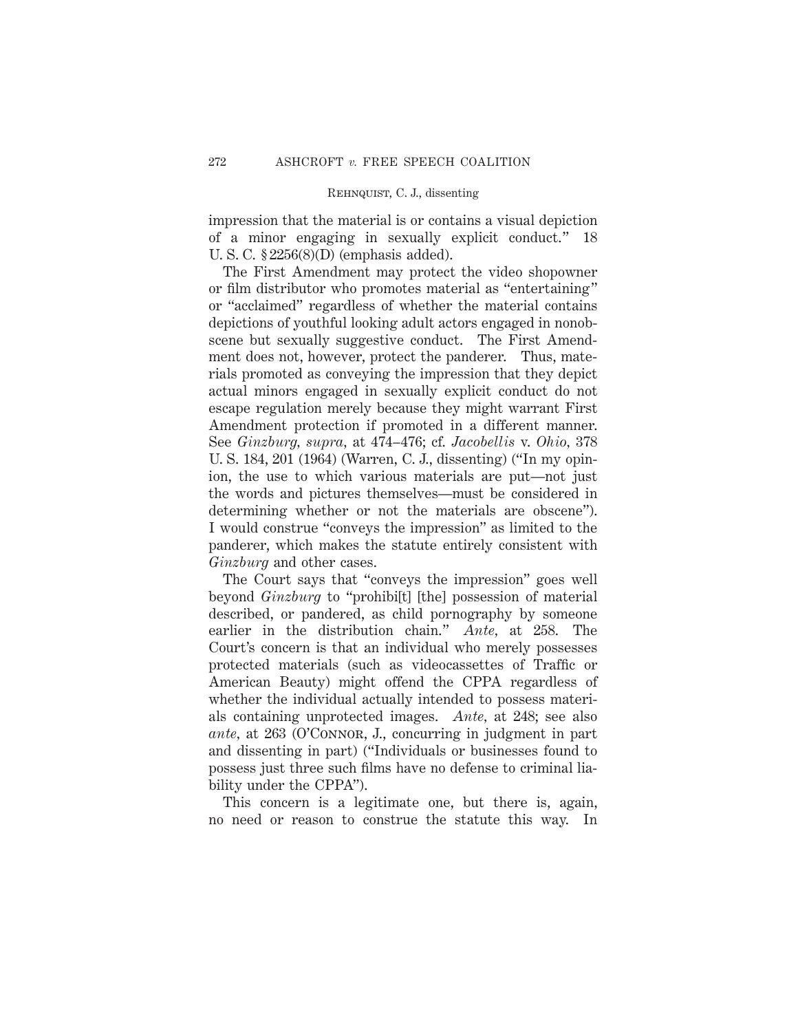impression that the material is or contains a visual depiction of a minor engaging in sexually explicit conduct." 18 U. S. C. § 2256(8)(D) (emphasis added).

The First Amendment may protect the video shopowner or film distributor who promotes material as "entertaining" or "acclaimed" regardless of whether the material contains depictions of youthful looking adult actors engaged in nonobscene but sexually suggestive conduct. The First Amendment does not, however, protect the panderer. Thus, materials promoted as conveying the impression that they depict actual minors engaged in sexually explicit conduct do not escape regulation merely because they might warrant First Amendment protection if promoted in a different manner. See *Ginzburg, supra,* at 474–476; cf. *Jacobellis* v. *Ohio,* 378 U. S. 184, 201 (1964) (Warren, C. J., dissenting) ("In my opinion, the use to which various materials are put—not just the words and pictures themselves—must be considered in determining whether or not the materials are obscene"). I would construe "conveys the impression" as limited to the panderer, which makes the statute entirely consistent with *Ginzburg* and other cases.

The Court says that "conveys the impression" goes well beyond *Ginzburg* to "prohibi[t] [the] possession of material described, or pandered, as child pornography by someone earlier in the distribution chain." *Ante,* at 258. The Court's concern is that an individual who merely possesses protected materials (such as videocassettes of Traffic or American Beauty) might offend the CPPA regardless of whether the individual actually intended to possess materials containing unprotected images. *Ante,* at 248; see also *ante,* at 263 (O'Connor, J., concurring in judgment in part and dissenting in part) ("Individuals or businesses found to possess just three such films have no defense to criminal liability under the CPPA").

This concern is a legitimate one, but there is, again, no need or reason to construe the statute this way. In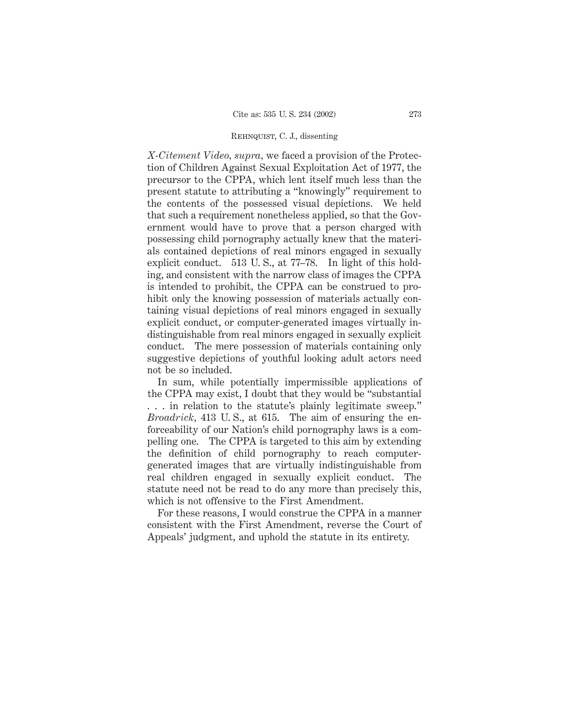*X-Citement Video, supra,* we faced a provision of the Protection of Children Against Sexual Exploitation Act of 1977, the precursor to the CPPA, which lent itself much less than the present statute to attributing a "knowingly" requirement to the contents of the possessed visual depictions. We held that such a requirement nonetheless applied, so that the Government would have to prove that a person charged with possessing child pornography actually knew that the materials contained depictions of real minors engaged in sexually explicit conduct. 513 U. S., at 77–78. In light of this holding, and consistent with the narrow class of images the CPPA is intended to prohibit, the CPPA can be construed to prohibit only the knowing possession of materials actually containing visual depictions of real minors engaged in sexually explicit conduct, or computer-generated images virtually indistinguishable from real minors engaged in sexually explicit conduct. The mere possession of materials containing only suggestive depictions of youthful looking adult actors need not be so included.

In sum, while potentially impermissible applications of the CPPA may exist, I doubt that they would be "substantial . . . in relation to the statute's plainly legitimate sweep." *Broadrick,* 413 U. S., at 615. The aim of ensuring the enforceability of our Nation's child pornography laws is a compelling one. The CPPA is targeted to this aim by extending the definition of child pornography to reach computer-generated images that are virtually indistinguishable from real children engaged in sexually explicit conduct. The statute need not be read to do any more than precisely this, which is not offensive to the First Amendment.

For these reasons, I would construe the CPPA in a manner consistent with the First Amendment, reverse the Court of Appeals' judgment, and uphold the statute in its entirety.